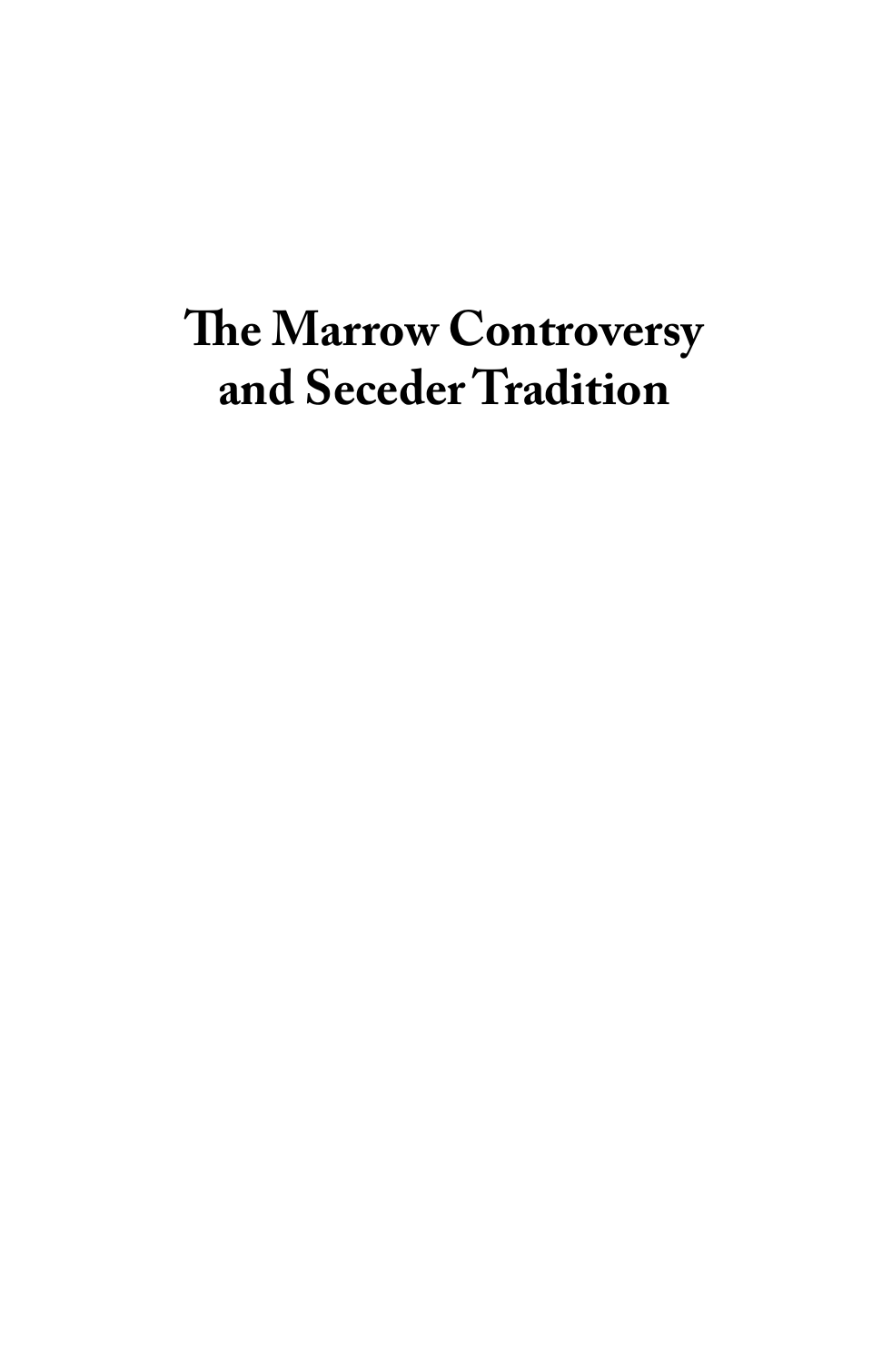# The Marrow Controversy and Seceder Tradition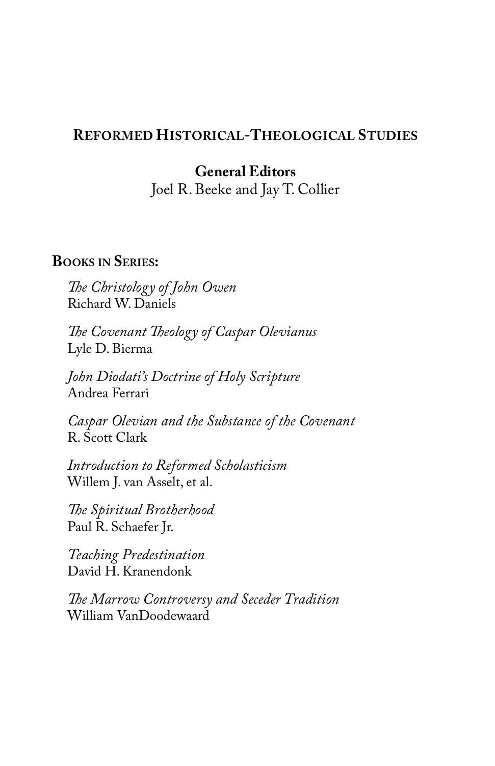## Reformed Historical-Theological Studies

**General Editors**
Joel R. Beeke and Jay T. Collier

**Books in Series:**

*The Christology of John Owen*
Richard W. Daniels

*The Covenant Theology of Caspar Olevianus*
Lyle D. Bierma

*John Diodati's Doctrine of Holy Scripture*
Andrea Ferrari

*Caspar Olevian and the Substance of the Covenant*
R. Scott Clark

*Introduction to Reformed Scholasticism*
Willem J. van Asselt, et al.

*The Spiritual Brotherhood*
Paul R. Schaefer Jr.

*Teaching Predestination*
David H. Kranendonk

*The Marrow Controversy and Seceder Tradition*
William VanDoodewaard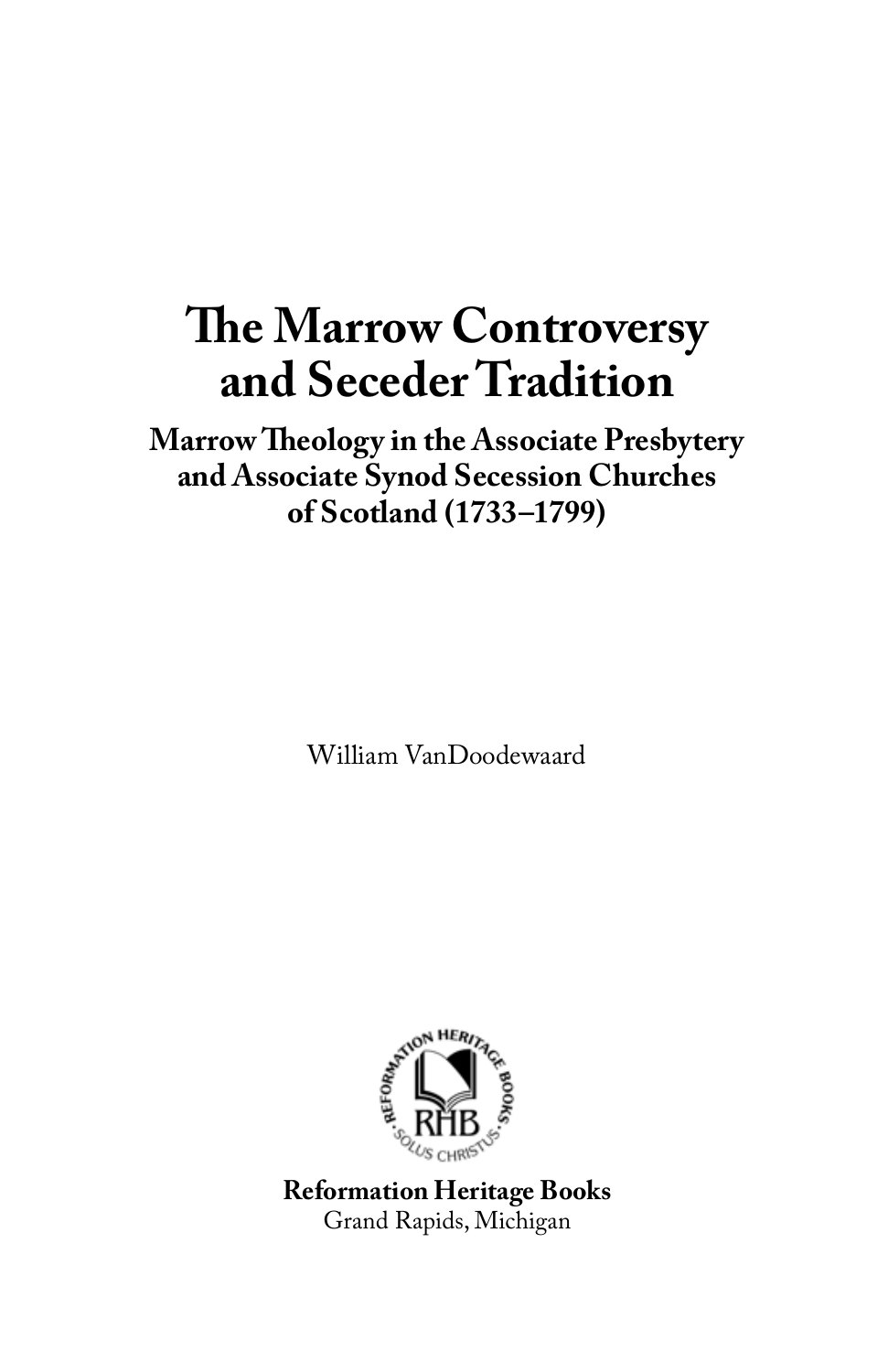# The Marrow Controversy and Seceder Tradition

## Marrow Theology in the Associate Presbytery and Associate Synod Secession Churches of Scotland (1733–1799)

William VanDoodewaard

**Reformation Heritage Books**
Grand Rapids, Michigan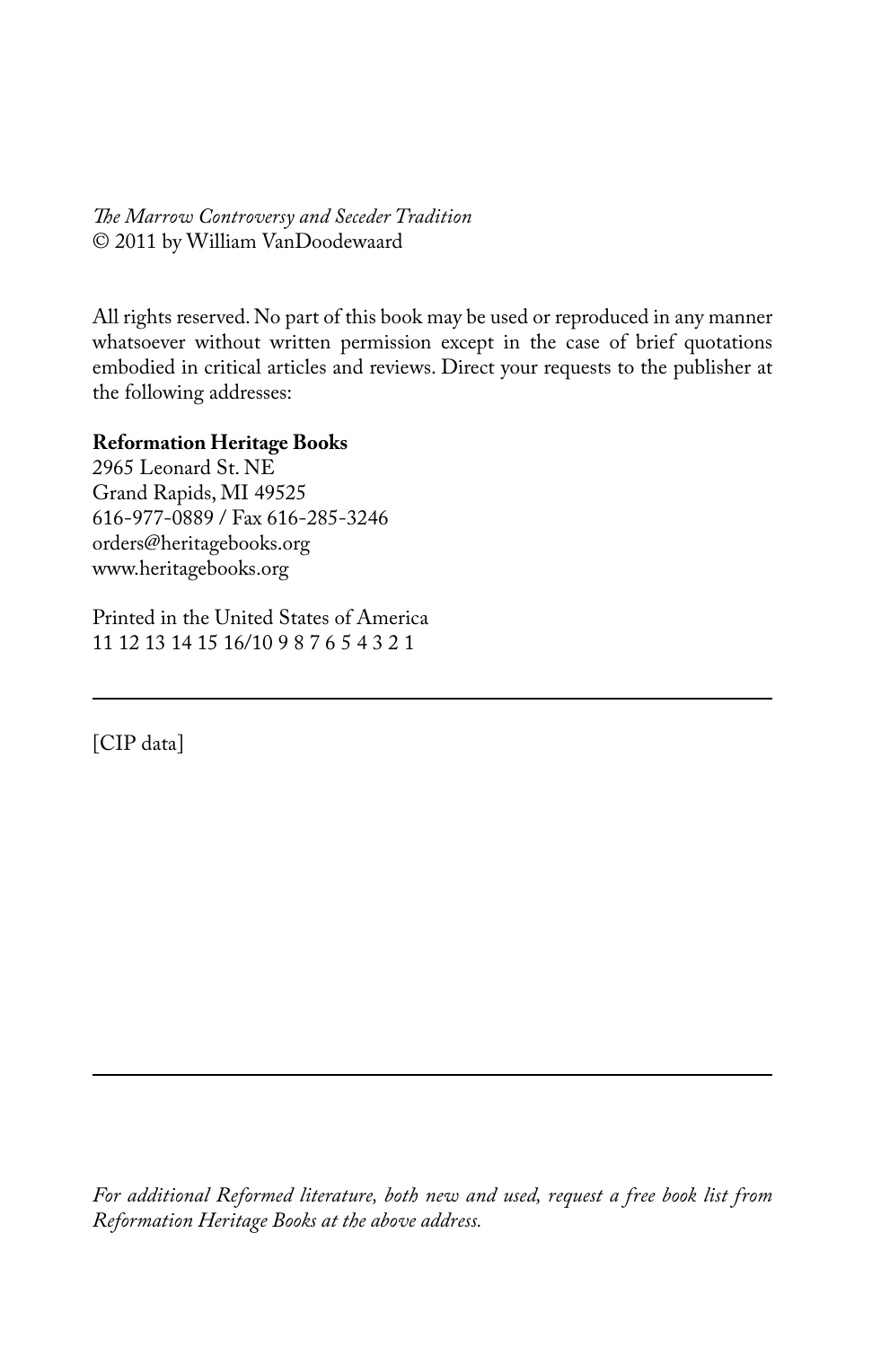*The Marrow Controversy and Seceder Tradition*
© 2011 by William VanDoodewaard

All rights reserved. No part of this book may be used or reproduced in any manner whatsoever without written permission except in the case of brief quotations embodied in critical articles and reviews. Direct your requests to the publisher at the following addresses:

**Reformation Heritage Books**
2965 Leonard St. NE
Grand Rapids, MI 49525
616-977-0889 / Fax 616-285-3246
orders@heritagebooks.org
www.heritagebooks.org

Printed in the United States of America
11 12 13 14 15 16/10 9 8 7 6 5 4 3 2 1

---

[CIP data]

---

*For additional Reformed literature, both new and used, request a free book list from Reformation Heritage Books at the above address.*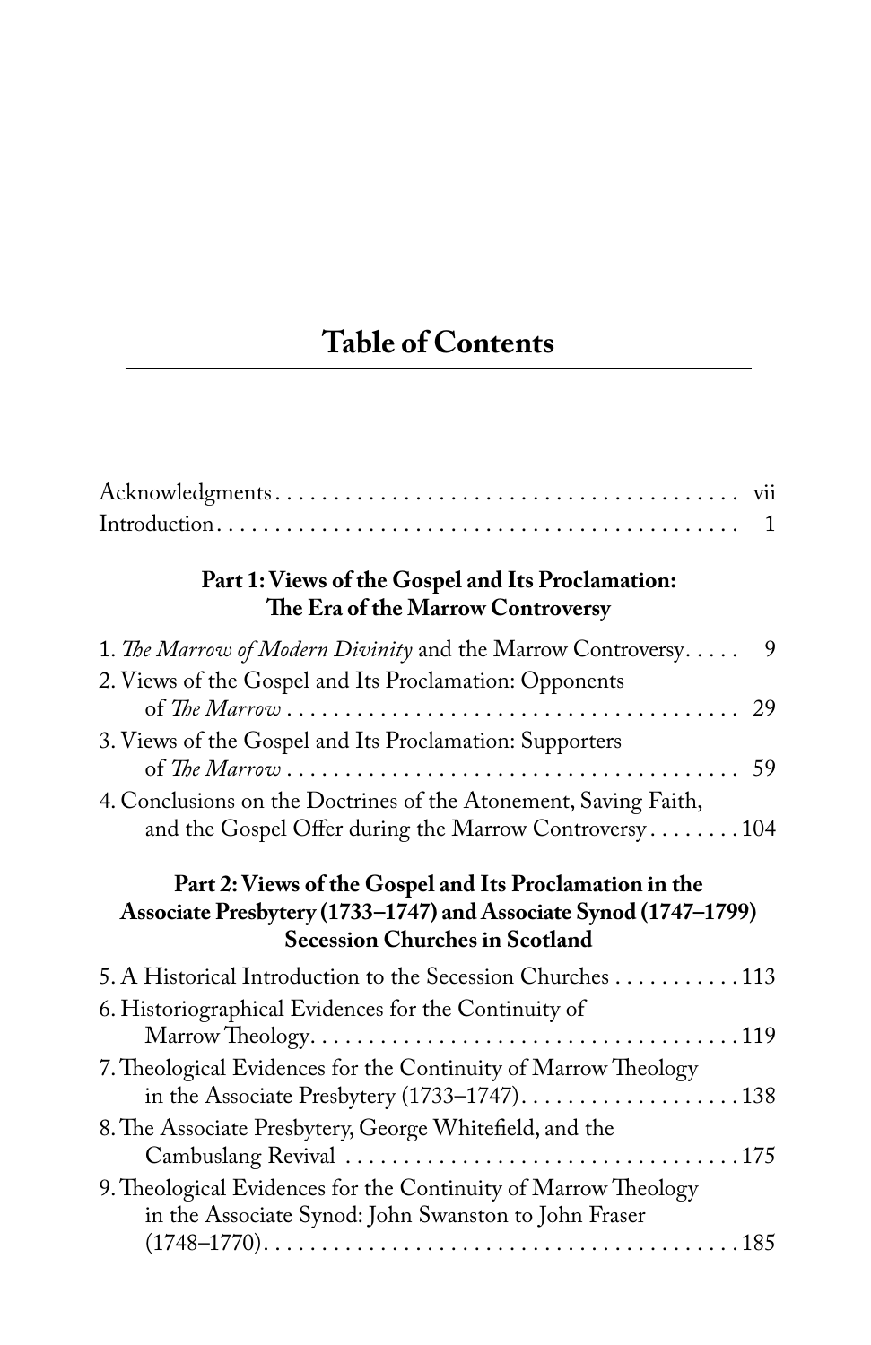# Table of Contents

Acknowledgments . . . . . . . . . . . . . . . . . . . . . . . . . . . . . . . . . . . . . . . vii
Introduction . . . . . . . . . . . . . . . . . . . . . . . . . . . . . . . . . . . . . . . . . . . . 1

**Part 1: Views of the Gospel and Its Proclamation: The Era of the Marrow Controversy**

1. *The Marrow of Modern Divinity* and the Marrow Controversy . . . . . 9
2. Views of the Gospel and Its Proclamation: Opponents of *The Marrow* . . . . . . . . . . . . . . . . . . . . . . . . . . . . . . . . . . . . . . . 29
3. Views of the Gospel and Its Proclamation: Supporters of *The Marrow* . . . . . . . . . . . . . . . . . . . . . . . . . . . . . . . . . . . . . . . 59
4. Conclusions on the Doctrines of the Atonement, Saving Faith, and the Gospel Offer during the Marrow Controversy . . . . . . . . 104

**Part 2: Views of the Gospel and Its Proclamation in the Associate Presbytery (1733–1747) and Associate Synod (1747–1799) Secession Churches in Scotland**

5. A Historical Introduction to the Secession Churches . . . . . . . . . . . 113
6. Historiographical Evidences for the Continuity of Marrow Theology . . . . . . . . . . . . . . . . . . . . . . . . . . . . . . . . . . . . . 119
7. Theological Evidences for the Continuity of Marrow Theology in the Associate Presbytery (1733–1747) . . . . . . . . . . . . . . . . . . . 138
8. The Associate Presbytery, George Whitefield, and the Cambuslang Revival . . . . . . . . . . . . . . . . . . . . . . . . . . . . . . . . . 175
9. Theological Evidences for the Continuity of Marrow Theology in the Associate Synod: John Swanston to John Fraser (1748–1770) . . . . . . . . . . . . . . . . . . . . . . . . . . . . . . . . . . . . . . . . . 185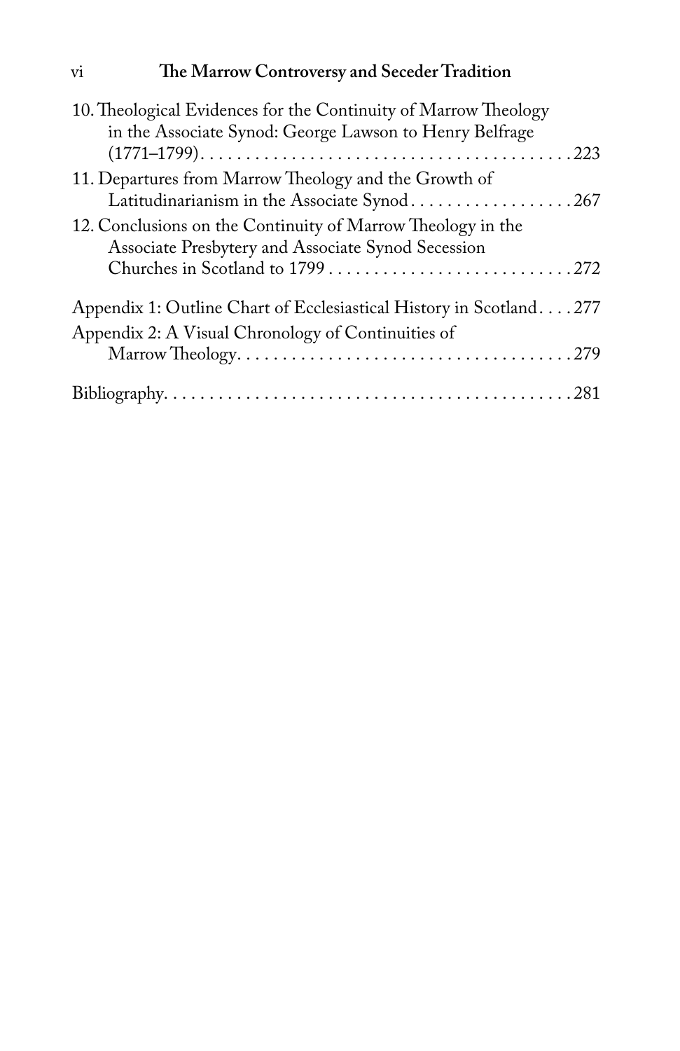10. Theological Evidences for the Continuity of Marrow Theology in the Associate Synod: George Lawson to Henry Belfrage (1771–1799) . . . . . . . . . . 223

11. Departures from Marrow Theology and the Growth of Latitudinarianism in the Associate Synod . . . . . . . . . . 267

12. Conclusions on the Continuity of Marrow Theology in the Associate Presbytery and Associate Synod Secession Churches in Scotland to 1799 . . . . . . . . . . 272

Appendix 1: Outline Chart of Ecclesiastical History in Scotland . . . . 277

Appendix 2: A Visual Chronology of Continuities of Marrow Theology . . . . . . . . . . 279

Bibliography . . . . . . . . . . 281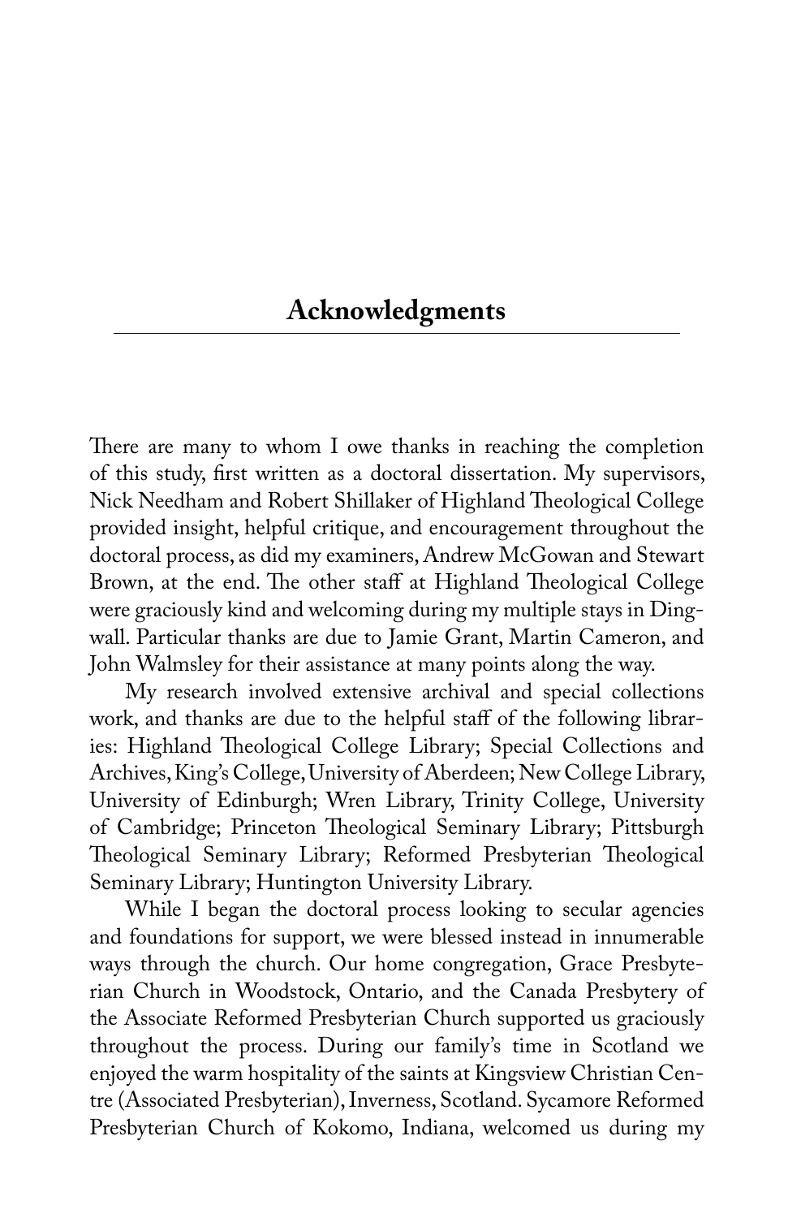## Acknowledgments

There are many to whom I owe thanks in reaching the completion of this study, first written as a doctoral dissertation. My supervisors, Nick Needham and Robert Shillaker of Highland Theological College provided insight, helpful critique, and encouragement throughout the doctoral process, as did my examiners, Andrew McGowan and Stewart Brown, at the end. The other staff at Highland Theological College were graciously kind and welcoming during my multiple stays in Dingwall. Particular thanks are due to Jamie Grant, Martin Cameron, and John Walmsley for their assistance at many points along the way.

My research involved extensive archival and special collections work, and thanks are due to the helpful staff of the following libraries: Highland Theological College Library; Special Collections and Archives, King's College, University of Aberdeen; New College Library, University of Edinburgh; Wren Library, Trinity College, University of Cambridge; Princeton Theological Seminary Library; Pittsburgh Theological Seminary Library; Reformed Presbyterian Theological Seminary Library; Huntington University Library.

While I began the doctoral process looking to secular agencies and foundations for support, we were blessed instead in innumerable ways through the church. Our home congregation, Grace Presbyterian Church in Woodstock, Ontario, and the Canada Presbytery of the Associate Reformed Presbyterian Church supported us graciously throughout the process. During our family's time in Scotland we enjoyed the warm hospitality of the saints at Kingsview Christian Centre (Associated Presbyterian), Inverness, Scotland. Sycamore Reformed Presbyterian Church of Kokomo, Indiana, welcomed us during my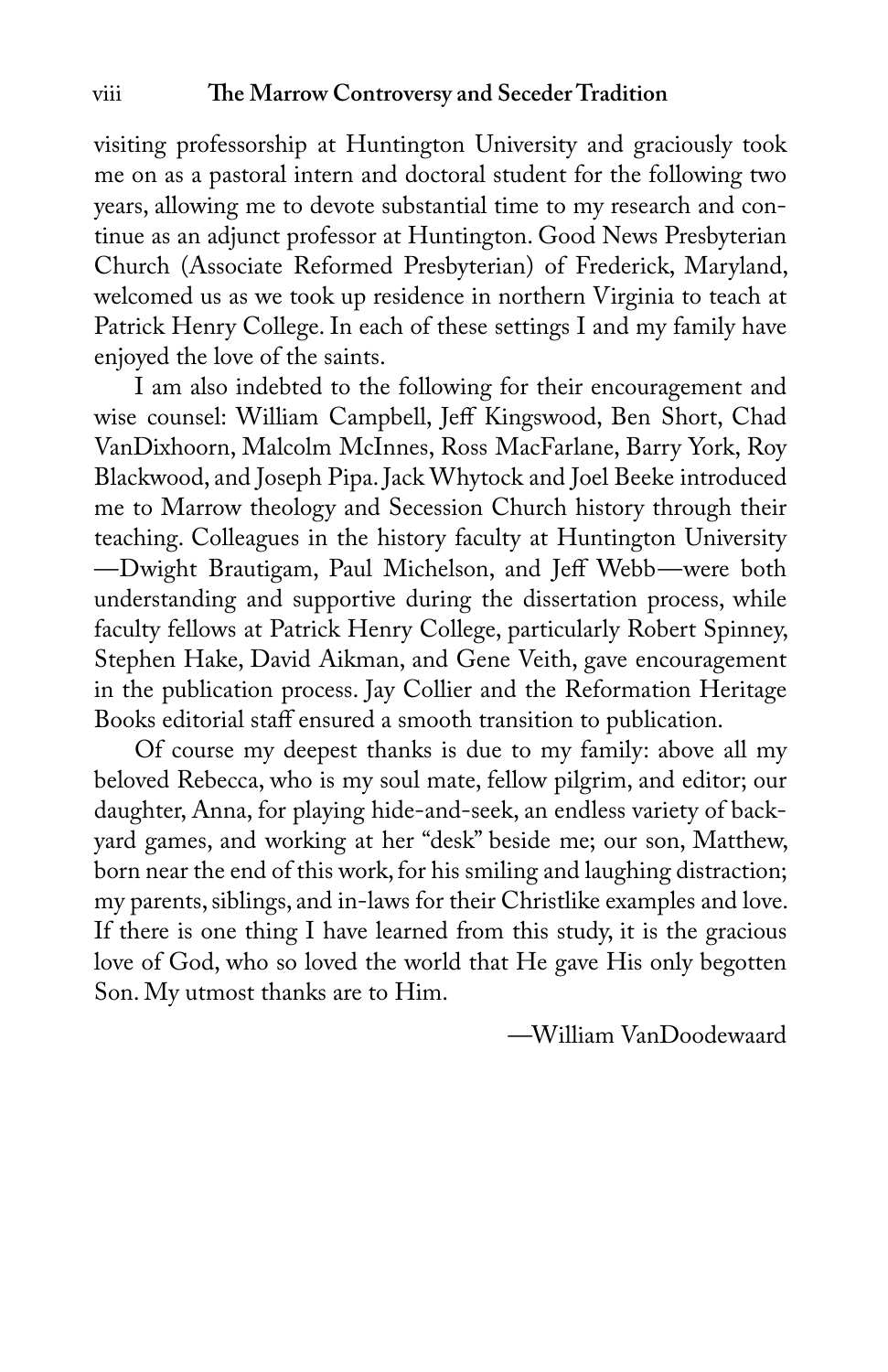visiting professorship at Huntington University and graciously took me on as a pastoral intern and doctoral student for the following two years, allowing me to devote substantial time to my research and continue as an adjunct professor at Huntington. Good News Presbyterian Church (Associate Reformed Presbyterian) of Frederick, Maryland, welcomed us as we took up residence in northern Virginia to teach at Patrick Henry College. In each of these settings I and my family have enjoyed the love of the saints.

I am also indebted to the following for their encouragement and wise counsel: William Campbell, Jeff Kingswood, Ben Short, Chad VanDixhoorn, Malcolm McInnes, Ross MacFarlane, Barry York, Roy Blackwood, and Joseph Pipa. Jack Whytock and Joel Beeke introduced me to Marrow theology and Secession Church history through their teaching. Colleagues in the history faculty at Huntington University —Dwight Brautigam, Paul Michelson, and Jeff Webb—were both understanding and supportive during the dissertation process, while faculty fellows at Patrick Henry College, particularly Robert Spinney, Stephen Hake, David Aikman, and Gene Veith, gave encouragement in the publication process. Jay Collier and the Reformation Heritage Books editorial staff ensured a smooth transition to publication.

Of course my deepest thanks is due to my family: above all my beloved Rebecca, who is my soul mate, fellow pilgrim, and editor; our daughter, Anna, for playing hide-and-seek, an endless variety of backyard games, and working at her "desk" beside me; our son, Matthew, born near the end of this work, for his smiling and laughing distraction; my parents, siblings, and in-laws for their Christlike examples and love. If there is one thing I have learned from this study, it is the gracious love of God, who so loved the world that He gave His only begotten Son. My utmost thanks are to Him.

—William VanDoodewaard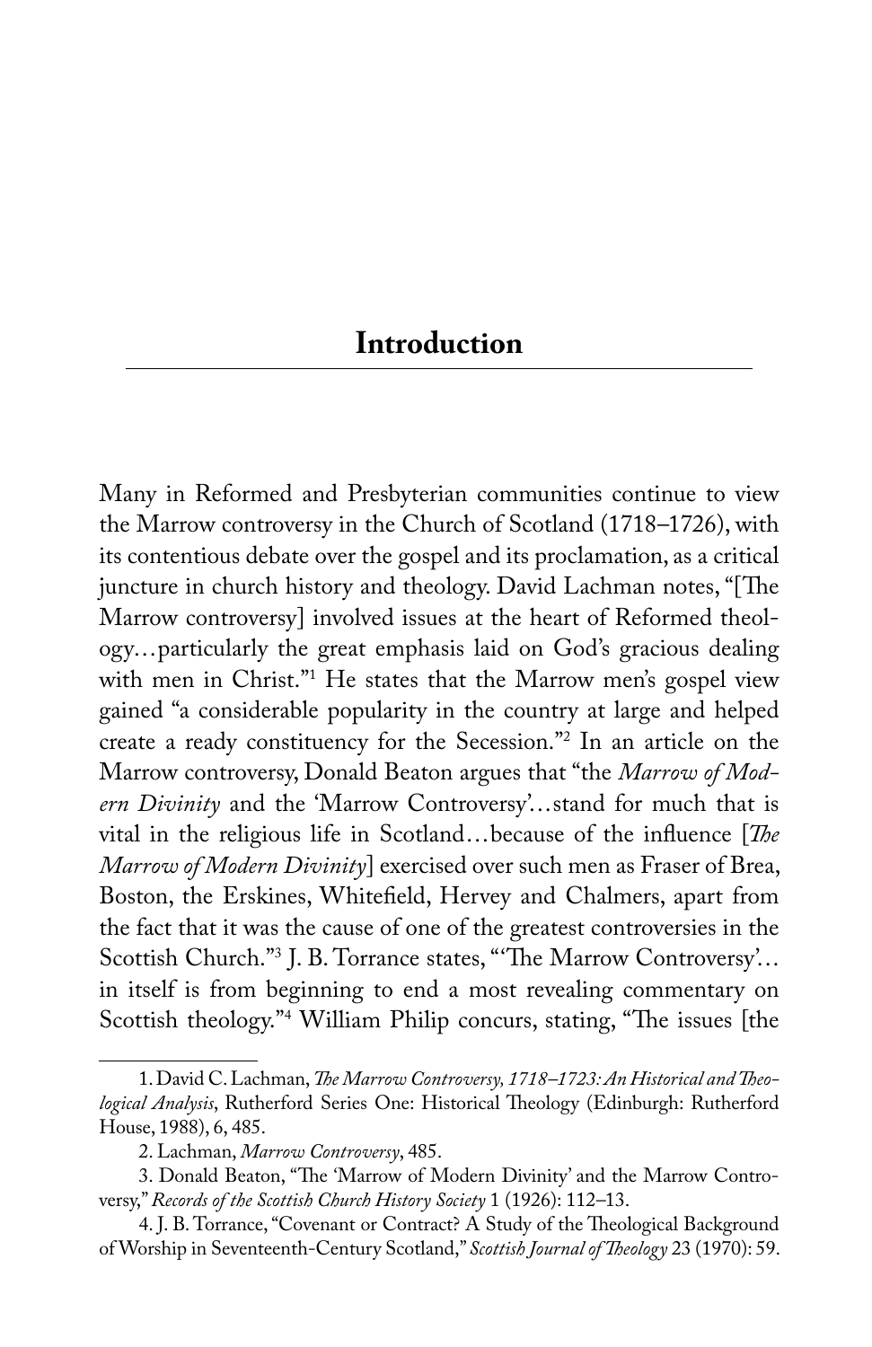# Introduction

Many in Reformed and Presbyterian communities continue to view the Marrow controversy in the Church of Scotland (1718–1726), with its contentious debate over the gospel and its proclamation, as a critical juncture in church history and theology. David Lachman notes, "[The Marrow controversy] involved issues at the heart of Reformed theology…particularly the great emphasis laid on God's gracious dealing with men in Christ."[1] He states that the Marrow men's gospel view gained "a considerable popularity in the country at large and helped create a ready constituency for the Secession."[2] In an article on the Marrow controversy, Donald Beaton argues that "the *Marrow of Modern Divinity* and the 'Marrow Controversy'…stand for much that is vital in the religious life in Scotland…because of the influence [*The Marrow of Modern Divinity*] exercised over such men as Fraser of Brea, Boston, the Erskines, Whitefield, Hervey and Chalmers, apart from the fact that it was the cause of one of the greatest controversies in the Scottish Church."[3] J. B. Torrance states, "'The Marrow Controversy'… in itself is from beginning to end a most revealing commentary on Scottish theology."[4] William Philip concurs, stating, "The issues [the

1. David C. Lachman, *The Marrow Controversy, 1718–1723: An Historical and Theological Analysis*, Rutherford Series One: Historical Theology (Edinburgh: Rutherford House, 1988), 6, 485.

2. Lachman, *Marrow Controversy*, 485.

3. Donald Beaton, "The 'Marrow of Modern Divinity' and the Marrow Controversy," *Records of the Scottish Church History Society* 1 (1926): 112–13.

4. J. B. Torrance, "Covenant or Contract? A Study of the Theological Background of Worship in Seventeenth-Century Scotland," *Scottish Journal of Theology* 23 (1970): 59.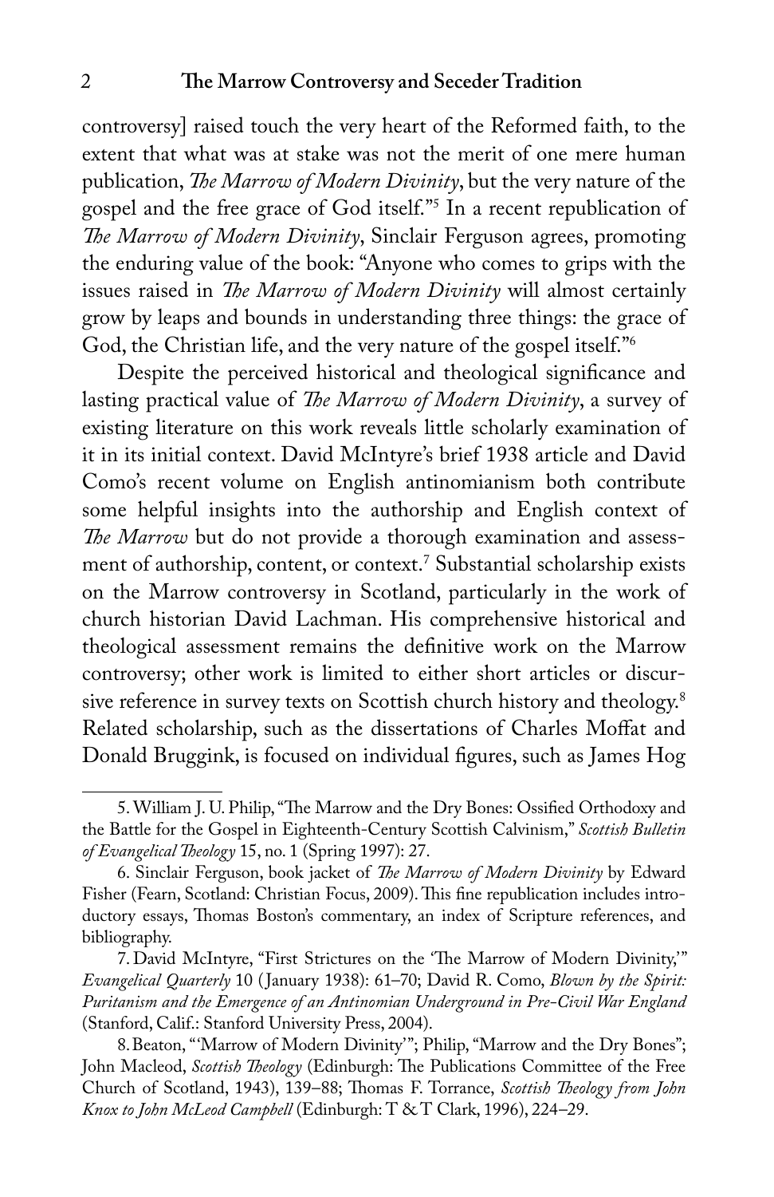controversy] raised touch the very heart of the Reformed faith, to the extent that what was at stake was not the merit of one mere human publication, *The Marrow of Modern Divinity*, but the very nature of the gospel and the free grace of God itself."[5] In a recent republication of *The Marrow of Modern Divinity*, Sinclair Ferguson agrees, promoting the enduring value of the book: "Anyone who comes to grips with the issues raised in *The Marrow of Modern Divinity* will almost certainly grow by leaps and bounds in understanding three things: the grace of God, the Christian life, and the very nature of the gospel itself."[6]

Despite the perceived historical and theological significance and lasting practical value of *The Marrow of Modern Divinity*, a survey of existing literature on this work reveals little scholarly examination of it in its initial context. David McIntyre's brief 1938 article and David Como's recent volume on English antinomianism both contribute some helpful insights into the authorship and English context of *The Marrow* but do not provide a thorough examination and assessment of authorship, content, or context.[7] Substantial scholarship exists on the Marrow controversy in Scotland, particularly in the work of church historian David Lachman. His comprehensive historical and theological assessment remains the definitive work on the Marrow controversy; other work is limited to either short articles or discursive reference in survey texts on Scottish church history and theology.[8] Related scholarship, such as the dissertations of Charles Moffat and Donald Bruggink, is focused on individual figures, such as James Hog

---

5. William J. U. Philip, "The Marrow and the Dry Bones: Ossified Orthodoxy and the Battle for the Gospel in Eighteenth-Century Scottish Calvinism," *Scottish Bulletin of Evangelical Theology* 15, no. 1 (Spring 1997): 27.

6. Sinclair Ferguson, book jacket of *The Marrow of Modern Divinity* by Edward Fisher (Fearn, Scotland: Christian Focus, 2009). This fine republication includes introductory essays, Thomas Boston's commentary, an index of Scripture references, and bibliography.

7. David McIntyre, "First Strictures on 'The Marrow of Modern Divinity,'" *Evangelical Quarterly* 10 (January 1938): 61–70; David R. Como, *Blown by the Spirit: Puritanism and the Emergence of an Antinomian Underground in Pre-Civil War England* (Stanford, Calif.: Stanford University Press, 2004).

8. Beaton, "'Marrow of Modern Divinity'"; Philip, "Marrow and the Dry Bones"; John Macleod, *Scottish Theology* (Edinburgh: The Publications Committee of the Free Church of Scotland, 1943), 139–88; Thomas F. Torrance, *Scottish Theology from John Knox to John McLeod Campbell* (Edinburgh: T & T Clark, 1996), 224–29.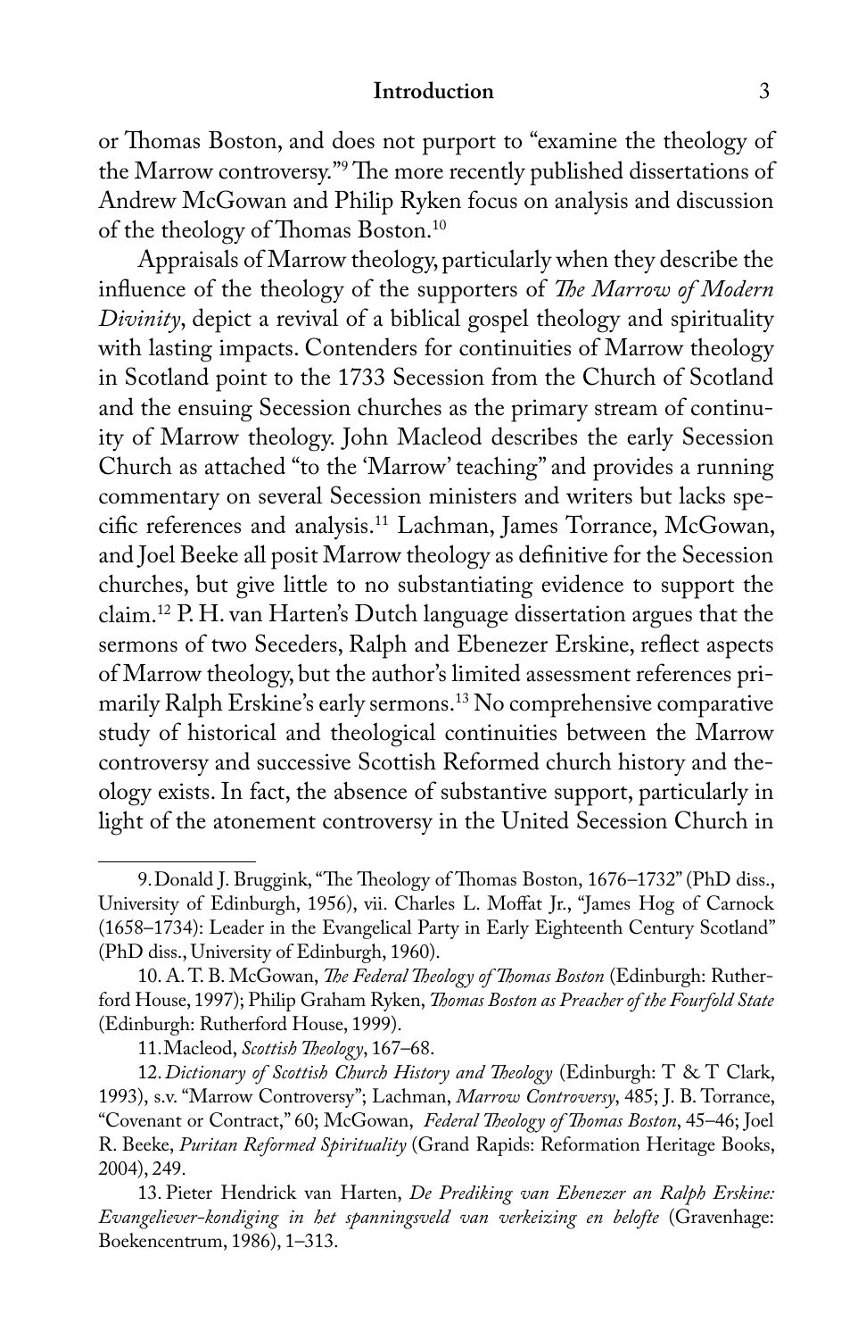or Thomas Boston, and does not purport to "examine the theology of the Marrow controversy."[9] The more recently published dissertations of Andrew McGowan and Philip Ryken focus on analysis and discussion of the theology of Thomas Boston.[10]

Appraisals of Marrow theology, particularly when they describe the influence of the theology of the supporters of *The Marrow of Modern Divinity*, depict a revival of a biblical gospel theology and spirituality with lasting impacts. Contenders for continuities of Marrow theology in Scotland point to the 1733 Secession from the Church of Scotland and the ensuing Secession churches as the primary stream of continuity of Marrow theology. John Macleod describes the early Secession Church as attached "to the 'Marrow' teaching" and provides a running commentary on several Secession ministers and writers but lacks specific references and analysis.[11] Lachman, James Torrance, McGowan, and Joel Beeke all posit Marrow theology as definitive for the Secession churches, but give little to no substantiating evidence to support the claim.[12] P. H. van Harten's Dutch language dissertation argues that the sermons of two Seceders, Ralph and Ebenezer Erskine, reflect aspects of Marrow theology, but the author's limited assessment references primarily Ralph Erskine's early sermons.[13] No comprehensive comparative study of historical and theological continuities between the Marrow controversy and successive Scottish Reformed church history and theology exists. In fact, the absence of substantive support, particularly in light of the atonement controversy in the United Secession Church in

---

9. Donald J. Bruggink, "The Theology of Thomas Boston, 1676–1732" (PhD diss., University of Edinburgh, 1956), vii. Charles L. Moffat Jr., "James Hog of Carnock (1658–1734): Leader in the Evangelical Party in Early Eighteenth Century Scotland" (PhD diss., University of Edinburgh, 1960).

10. A. T. B. McGowan, *The Federal Theology of Thomas Boston* (Edinburgh: Rutherford House, 1997); Philip Graham Ryken, *Thomas Boston as Preacher of the Fourfold State* (Edinburgh: Rutherford House, 1999).

11. Macleod, *Scottish Theology*, 167–68.

12. *Dictionary of Scottish Church History and Theology* (Edinburgh: T & T Clark, 1993), s.v. "Marrow Controversy"; Lachman, *Marrow Controversy*, 485; J. B. Torrance, "Covenant or Contract," 60; McGowan, *Federal Theology of Thomas Boston*, 45–46; Joel R. Beeke, *Puritan Reformed Spirituality* (Grand Rapids: Reformation Heritage Books, 2004), 249.

13. Pieter Hendrick van Harten, *De Prediking van Ebenezer an Ralph Erskine: Evangeliever-kondiging in het spanningsveld van verkeizing en belofte* (Gravenhage: Boekencentrum, 1986), 1–313.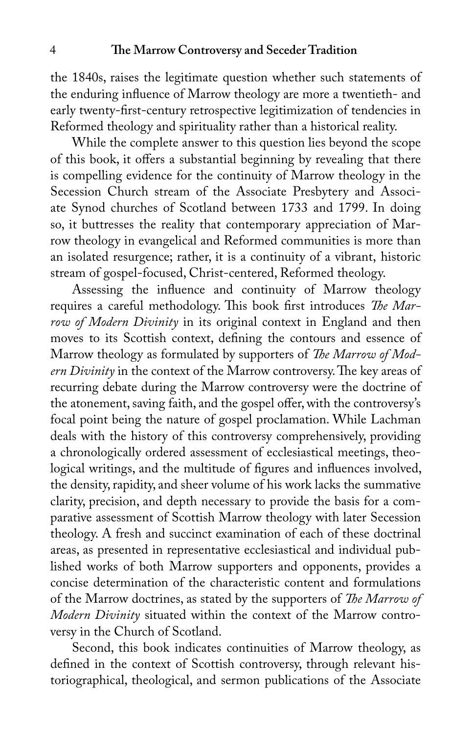the 1840s, raises the legitimate question whether such statements of the enduring influence of Marrow theology are more a twentieth- and early twenty-first-century retrospective legitimization of tendencies in Reformed theology and spirituality rather than a historical reality.

While the complete answer to this question lies beyond the scope of this book, it offers a substantial beginning by revealing that there is compelling evidence for the continuity of Marrow theology in the Secession Church stream of the Associate Presbytery and Associate Synod churches of Scotland between 1733 and 1799. In doing so, it buttresses the reality that contemporary appreciation of Marrow theology in evangelical and Reformed communities is more than an isolated resurgence; rather, it is a continuity of a vibrant, historic stream of gospel-focused, Christ-centered, Reformed theology.

Assessing the influence and continuity of Marrow theology requires a careful methodology. This book first introduces *The Marrow of Modern Divinity* in its original context in England and then moves to its Scottish context, defining the contours and essence of Marrow theology as formulated by supporters of *The Marrow of Modern Divinity* in the context of the Marrow controversy. The key areas of recurring debate during the Marrow controversy were the doctrine of the atonement, saving faith, and the gospel offer, with the controversy's focal point being the nature of gospel proclamation. While Lachman deals with the history of this controversy comprehensively, providing a chronologically ordered assessment of ecclesiastical meetings, theological writings, and the multitude of figures and influences involved, the density, rapidity, and sheer volume of his work lacks the summative clarity, precision, and depth necessary to provide the basis for a comparative assessment of Scottish Marrow theology with later Secession theology. A fresh and succinct examination of each of these doctrinal areas, as presented in representative ecclesiastical and individual published works of both Marrow supporters and opponents, provides a concise determination of the characteristic content and formulations of the Marrow doctrines, as stated by the supporters of *The Marrow of Modern Divinity* situated within the context of the Marrow controversy in the Church of Scotland.

Second, this book indicates continuities of Marrow theology, as defined in the context of Scottish controversy, through relevant historiographical, theological, and sermon publications of the Associate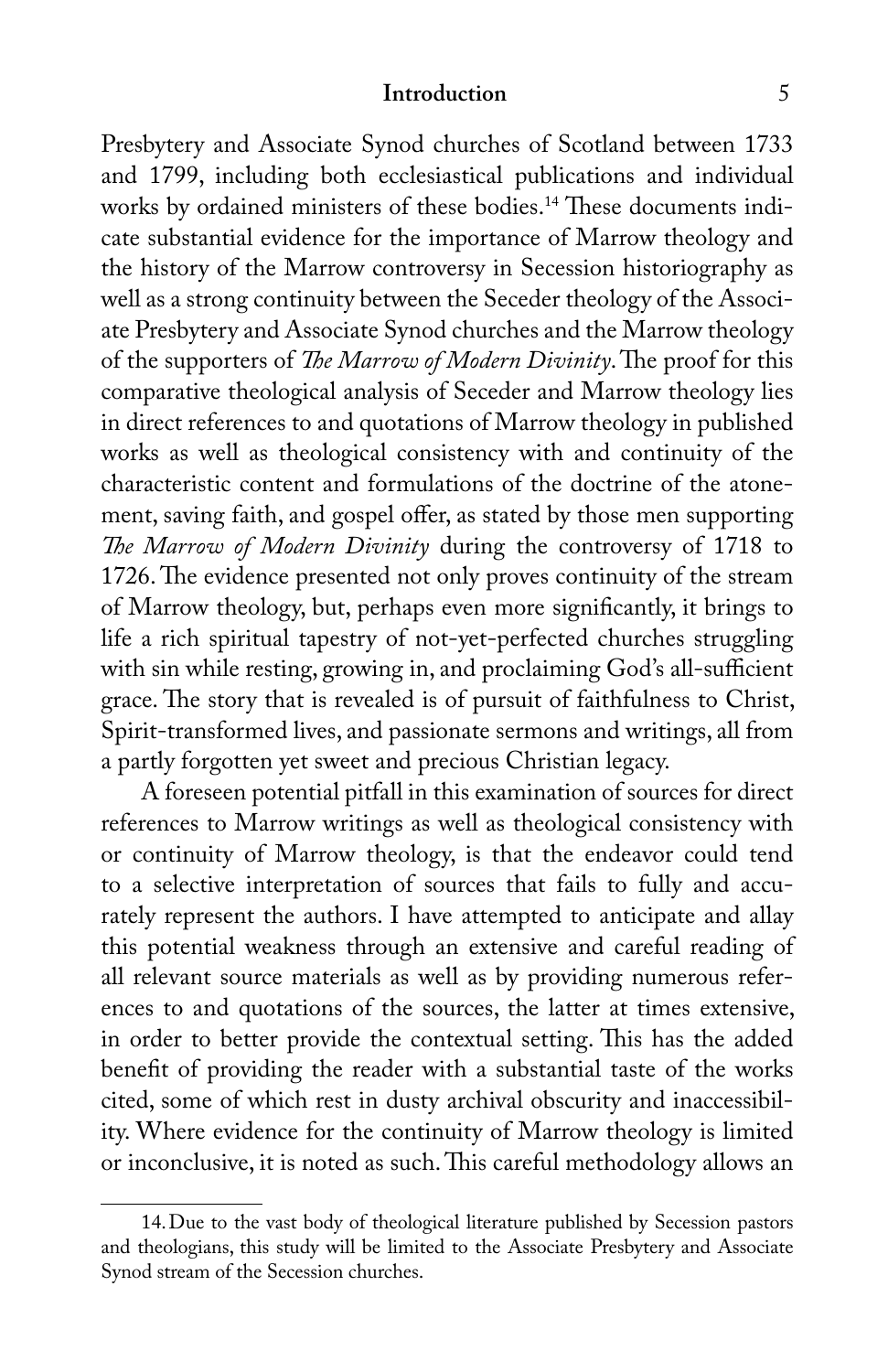Presbytery and Associate Synod churches of Scotland between 1733 and 1799, including both ecclesiastical publications and individual works by ordained ministers of these bodies.[14] These documents indicate substantial evidence for the importance of Marrow theology and the history of the Marrow controversy in Secession historiography as well as a strong continuity between the Seceder theology of the Associate Presbytery and Associate Synod churches and the Marrow theology of the supporters of *The Marrow of Modern Divinity*. The proof for this comparative theological analysis of Seceder and Marrow theology lies in direct references to and quotations of Marrow theology in published works as well as theological consistency with and continuity of the characteristic content and formulations of the doctrine of the atonement, saving faith, and gospel offer, as stated by those men supporting *The Marrow of Modern Divinity* during the controversy of 1718 to 1726. The evidence presented not only proves continuity of the stream of Marrow theology, but, perhaps even more significantly, it brings to life a rich spiritual tapestry of not-yet-perfected churches struggling with sin while resting, growing in, and proclaiming God's all-sufficient grace. The story that is revealed is of pursuit of faithfulness to Christ, Spirit-transformed lives, and passionate sermons and writings, all from a partly forgotten yet sweet and precious Christian legacy.

A foreseen potential pitfall in this examination of sources for direct references to Marrow writings as well as theological consistency with or continuity of Marrow theology, is that the endeavor could tend to a selective interpretation of sources that fails to fully and accurately represent the authors. I have attempted to anticipate and allay this potential weakness through an extensive and careful reading of all relevant source materials as well as by providing numerous references to and quotations of the sources, the latter at times extensive, in order to better provide the contextual setting. This has the added benefit of providing the reader with a substantial taste of the works cited, some of which rest in dusty archival obscurity and inaccessibility. Where evidence for the continuity of Marrow theology is limited or inconclusive, it is noted as such. This careful methodology allows an

---

14. Due to the vast body of theological literature published by Secession pastors and theologians, this study will be limited to the Associate Presbytery and Associate Synod stream of the Secession churches.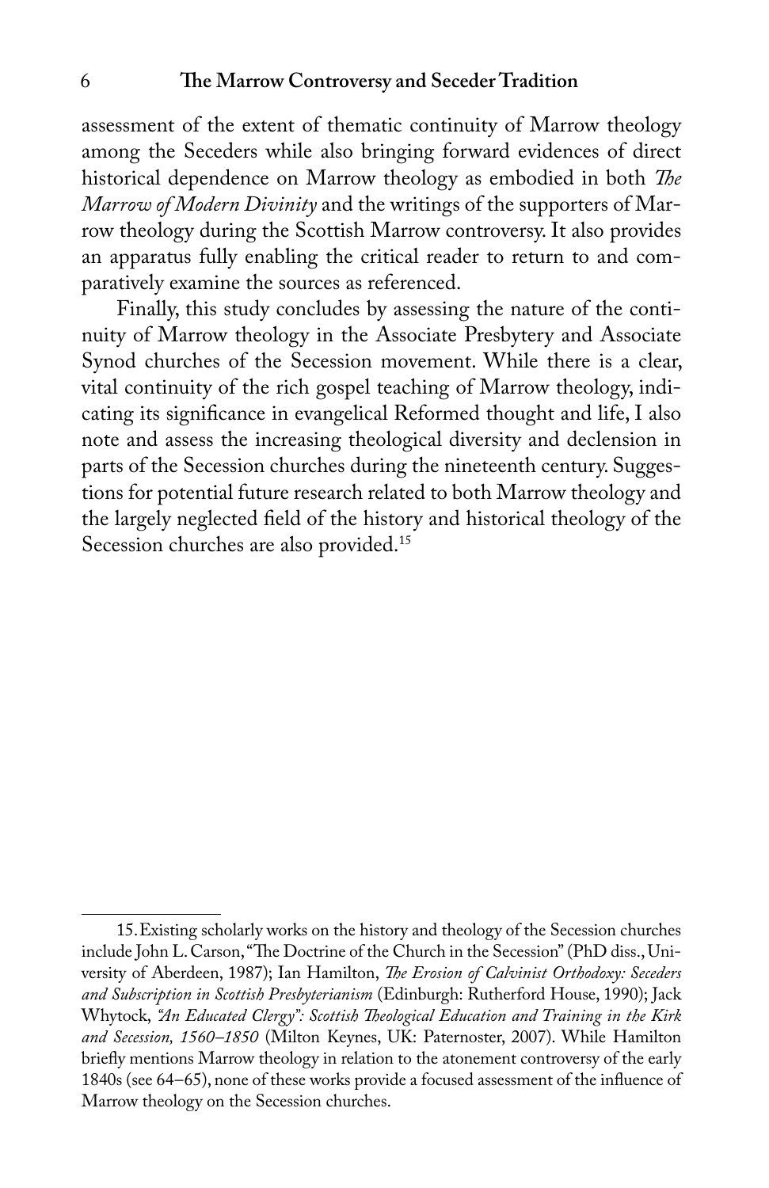assessment of the extent of thematic continuity of Marrow theology among the Seceders while also bringing forward evidences of direct historical dependence on Marrow theology as embodied in both *The Marrow of Modern Divinity* and the writings of the supporters of Marrow theology during the Scottish Marrow controversy. It also provides an apparatus fully enabling the critical reader to return to and comparatively examine the sources as referenced.

Finally, this study concludes by assessing the nature of the continuity of Marrow theology in the Associate Presbytery and Associate Synod churches of the Secession movement. While there is a clear, vital continuity of the rich gospel teaching of Marrow theology, indicating its significance in evangelical Reformed thought and life, I also note and assess the increasing theological diversity and declension in parts of the Secession churches during the nineteenth century. Suggestions for potential future research related to both Marrow theology and the largely neglected field of the history and historical theology of the Secession churches are also provided.[15]

---

15. Existing scholarly works on the history and theology of the Secession churches include John L. Carson, "The Doctrine of the Church in the Secession" (PhD diss., University of Aberdeen, 1987); Ian Hamilton, *The Erosion of Calvinist Orthodoxy: Seceders and Subscription in Scottish Presbyterianism* (Edinburgh: Rutherford House, 1990); Jack Whytock, *"An Educated Clergy": Scottish Theological Education and Training in the Kirk and Secession, 1560–1850* (Milton Keynes, UK: Paternoster, 2007). While Hamilton briefly mentions Marrow theology in relation to the atonement controversy of the early 1840s (see 64–65), none of these works provide a focused assessment of the influence of Marrow theology on the Secession churches.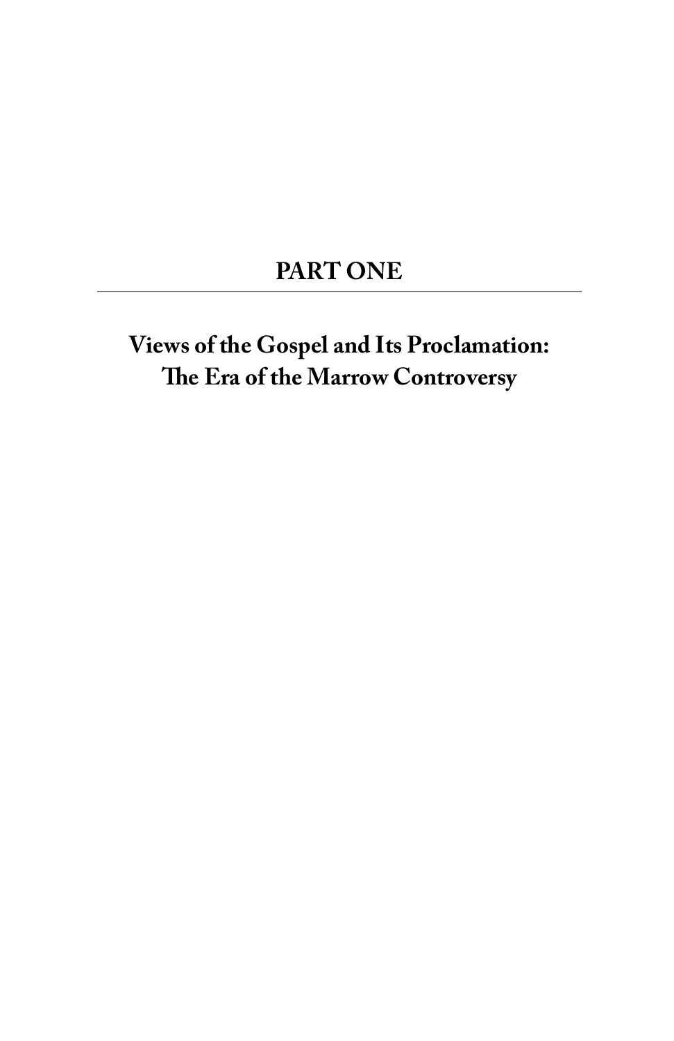# PART ONE

## Views of the Gospel and Its Proclamation: The Era of the Marrow Controversy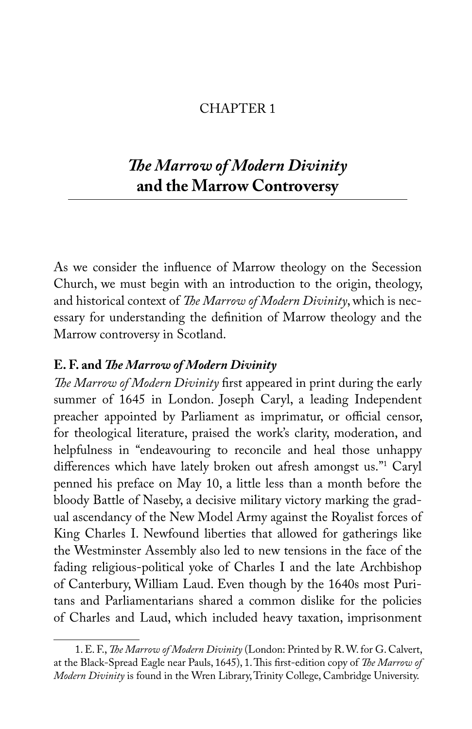CHAPTER 1

# *The Marrow of Modern Divinity* and the Marrow Controversy

As we consider the influence of Marrow theology on the Secession Church, we must begin with an introduction to the origin, theology, and historical context of *The Marrow of Modern Divinity*, which is necessary for understanding the definition of Marrow theology and the Marrow controversy in Scotland.

## E. F. and *The Marrow of Modern Divinity*

*The Marrow of Modern Divinity* first appeared in print during the early summer of 1645 in London. Joseph Caryl, a leading Independent preacher appointed by Parliament as imprimatur, or official censor, for theological literature, praised the work's clarity, moderation, and helpfulness in "endeavouring to reconcile and heal those unhappy differences which have lately broken out afresh amongst us."[1] Caryl penned his preface on May 10, a little less than a month before the bloody Battle of Naseby, a decisive military victory marking the gradual ascendancy of the New Model Army against the Royalist forces of King Charles I. Newfound liberties that allowed for gatherings like the Westminster Assembly also led to new tensions in the face of the fading religious-political yoke of Charles I and the late Archbishop of Canterbury, William Laud. Even though by the 1640s most Puritans and Parliamentarians shared a common dislike for the policies of Charles and Laud, which included heavy taxation, imprisonment

1. E. F., *The Marrow of Modern Divinity* (London: Printed by R. W. for G. Calvert, at the Black-Spread Eagle near Pauls, 1645), 1. This first-edition copy of *The Marrow of Modern Divinity* is found in the Wren Library, Trinity College, Cambridge University.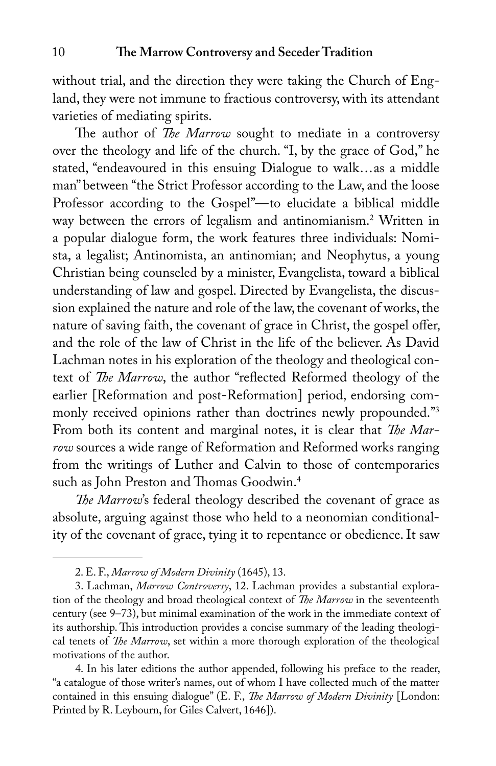without trial, and the direction they were taking the Church of England, they were not immune to fractious controversy, with its attendant varieties of mediating spirits.

The author of *The Marrow* sought to mediate in a controversy over the theology and life of the church. "I, by the grace of God," he stated, "endeavoured in this ensuing Dialogue to walk…as a middle man" between "the Strict Professor according to the Law, and the loose Professor according to the Gospel"—to elucidate a biblical middle way between the errors of legalism and antinomianism.[2] Written in a popular dialogue form, the work features three individuals: Nomista, a legalist; Antinomista, an antinomian; and Neophytus, a young Christian being counseled by a minister, Evangelista, toward a biblical understanding of law and gospel. Directed by Evangelista, the discussion explained the nature and role of the law, the covenant of works, the nature of saving faith, the covenant of grace in Christ, the gospel offer, and the role of the law of Christ in the life of the believer. As David Lachman notes in his exploration of the theology and theological context of *The Marrow*, the author "reflected Reformed theology of the earlier [Reformation and post-Reformation] period, endorsing commonly received opinions rather than doctrines newly propounded."[3] From both its content and marginal notes, it is clear that *The Marrow* sources a wide range of Reformation and Reformed works ranging from the writings of Luther and Calvin to those of contemporaries such as John Preston and Thomas Goodwin.[4]

*The Marrow*'s federal theology described the covenant of grace as absolute, arguing against those who held to a neonomian conditionality of the covenant of grace, tying it to repentance or obedience. It saw

---

2. E. F., *Marrow of Modern Divinity* (1645), 13.

3. Lachman, *Marrow Controversy*, 12. Lachman provides a substantial exploration of the theology and broad theological context of *The Marrow* in the seventeenth century (see 9–73), but minimal examination of the work in the immediate context of its authorship. This introduction provides a concise summary of the leading theological tenets of *The Marrow*, set within a more thorough exploration of the theological motivations of the author.

4. In his later editions the author appended, following his preface to the reader, "a catalogue of those writer's names, out of whom I have collected much of the matter contained in this ensuing dialogue" (E. F., *The Marrow of Modern Divinity* [London: Printed by R. Leybourn, for Giles Calvert, 1646]).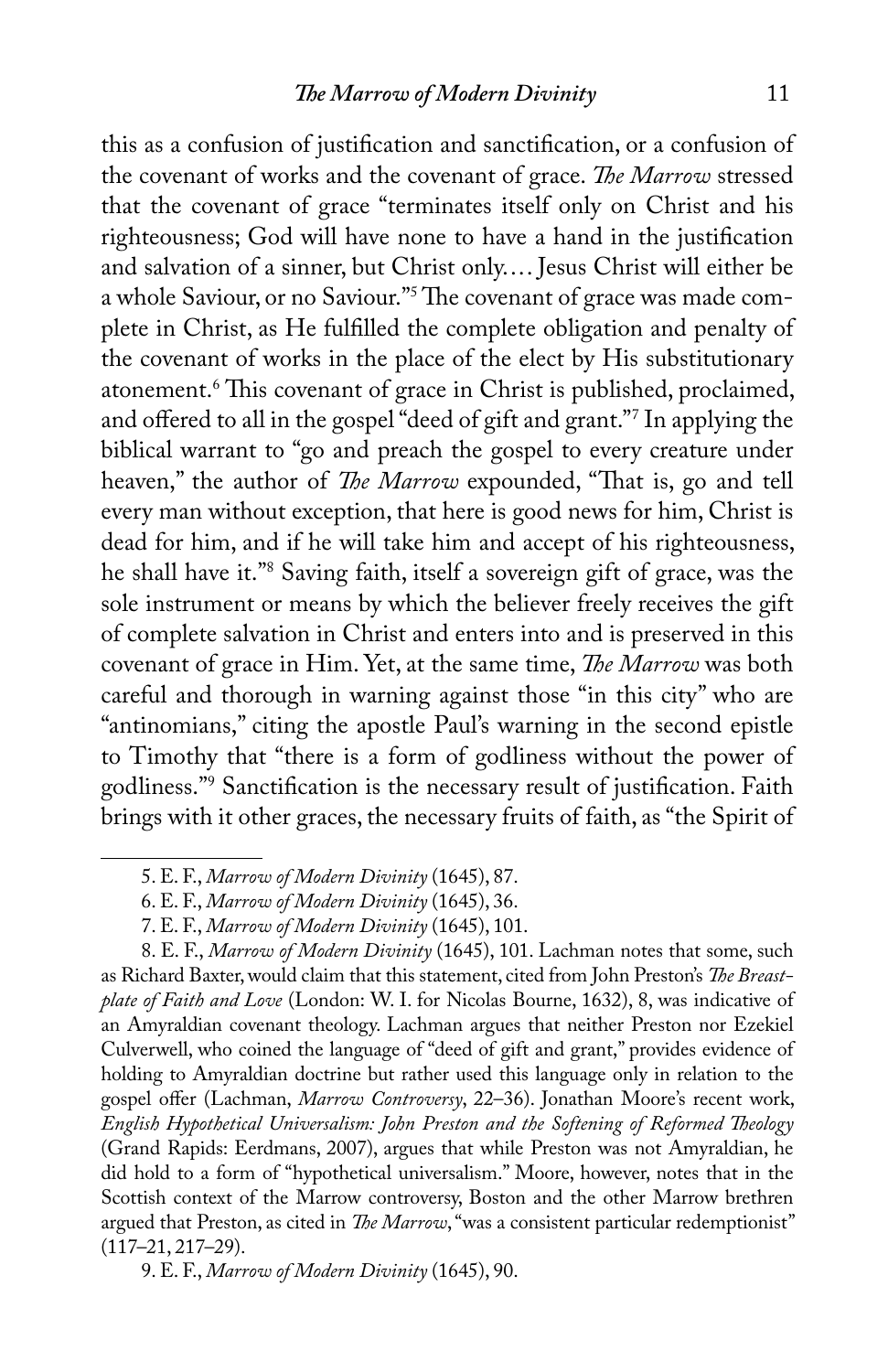this as a confusion of justification and sanctification, or a confusion of the covenant of works and the covenant of grace. *The Marrow* stressed that the covenant of grace "terminates itself only on Christ and his righteousness; God will have none to have a hand in the justification and salvation of a sinner, but Christ only.... Jesus Christ will either be a whole Saviour, or no Saviour."[5] The covenant of grace was made complete in Christ, as He fulfilled the complete obligation and penalty of the covenant of works in the place of the elect by His substitutionary atonement.[6] This covenant of grace in Christ is published, proclaimed, and offered to all in the gospel "deed of gift and grant."[7] In applying the biblical warrant to "go and preach the gospel to every creature under heaven," the author of *The Marrow* expounded, "That is, go and tell every man without exception, that here is good news for him, Christ is dead for him, and if he will take him and accept of his righteousness, he shall have it."[8] Saving faith, itself a sovereign gift of grace, was the sole instrument or means by which the believer freely receives the gift of complete salvation in Christ and enters into and is preserved in this covenant of grace in Him. Yet, at the same time, *The Marrow* was both careful and thorough in warning against those "in this city" who are "antinomians," citing the apostle Paul's warning in the second epistle to Timothy that "there is a form of godliness without the power of godliness."[9] Sanctification is the necessary result of justification. Faith brings with it other graces, the necessary fruits of faith, as "the Spirit of

---

5. E. F., *Marrow of Modern Divinity* (1645), 87.

6. E. F., *Marrow of Modern Divinity* (1645), 36.

7. E. F., *Marrow of Modern Divinity* (1645), 101.

8. E. F., *Marrow of Modern Divinity* (1645), 101. Lachman notes that some, such as Richard Baxter, would claim that this statement, cited from John Preston's *The Breastplate of Faith and Love* (London: W. I. for Nicolas Bourne, 1632), 8, was indicative of an Amyraldian covenant theology. Lachman argues that neither Preston nor Ezekiel Culverwell, who coined the language of "deed of gift and grant," provides evidence of holding to Amyraldian doctrine but rather used this language only in relation to the gospel offer (Lachman, *Marrow Controversy*, 22–36). Jonathan Moore's recent work, *English Hypothetical Universalism: John Preston and the Softening of Reformed Theology* (Grand Rapids: Eerdmans, 2007), argues that while Preston was not Amyraldian, he did hold to a form of "hypothetical universalism." Moore, however, notes that in the Scottish context of the Marrow controversy, Boston and the other Marrow brethren argued that Preston, as cited in *The Marrow*, "was a consistent particular redemptionist" (117–21, 217–29).

9. E. F., *Marrow of Modern Divinity* (1645), 90.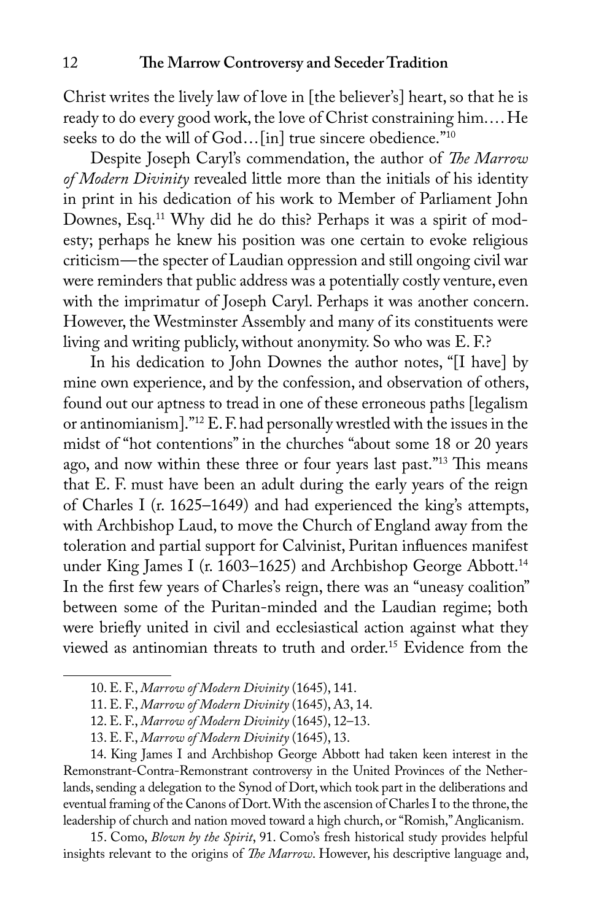Christ writes the lively law of love in [the believer's] heart, so that he is ready to do every good work, the love of Christ constraining him.... He seeks to do the will of God...[in] true sincere obedience."[10]

Despite Joseph Caryl's commendation, the author of *The Marrow of Modern Divinity* revealed little more than the initials of his identity in print in his dedication of his work to Member of Parliament John Downes, Esq.[11] Why did he do this? Perhaps it was a spirit of modesty; perhaps he knew his position was one certain to evoke religious criticism—the specter of Laudian oppression and still ongoing civil war were reminders that public address was a potentially costly venture, even with the imprimatur of Joseph Caryl. Perhaps it was another concern. However, the Westminster Assembly and many of its constituents were living and writing publicly, without anonymity. So who was E. F.?

In his dedication to John Downes the author notes, "[I have] by mine own experience, and by the confession, and observation of others, found out our aptness to tread in one of these erroneous paths [legalism or antinomianism]."[12] E. F. had personally wrestled with the issues in the midst of "hot contentions" in the churches "about some 18 or 20 years ago, and now within these three or four years last past."[13] This means that E. F. must have been an adult during the early years of the reign of Charles I (r. 1625–1649) and had experienced the king's attempts, with Archbishop Laud, to move the Church of England away from the toleration and partial support for Calvinist, Puritan influences manifest under King James I (r. 1603–1625) and Archbishop George Abbott.[14] In the first few years of Charles's reign, there was an "uneasy coalition" between some of the Puritan-minded and the Laudian regime; both were briefly united in civil and ecclesiastical action against what they viewed as antinomian threats to truth and order.[15] Evidence from the

---

10. E. F., *Marrow of Modern Divinity* (1645), 141.

11. E. F., *Marrow of Modern Divinity* (1645), A3, 14.

12. E. F., *Marrow of Modern Divinity* (1645), 12–13.

13. E. F., *Marrow of Modern Divinity* (1645), 13.

14. King James I and Archbishop George Abbott had taken keen interest in the Remonstrant-Contra-Remonstrant controversy in the United Provinces of the Netherlands, sending a delegation to the Synod of Dort, which took part in the deliberations and eventual framing of the Canons of Dort. With the ascension of Charles I to the throne, the leadership of church and nation moved toward a high church, or "Romish," Anglicanism.

15. Como, *Blown by the Spirit*, 91. Como's fresh historical study provides helpful insights relevant to the origins of *The Marrow*. However, his descriptive language and,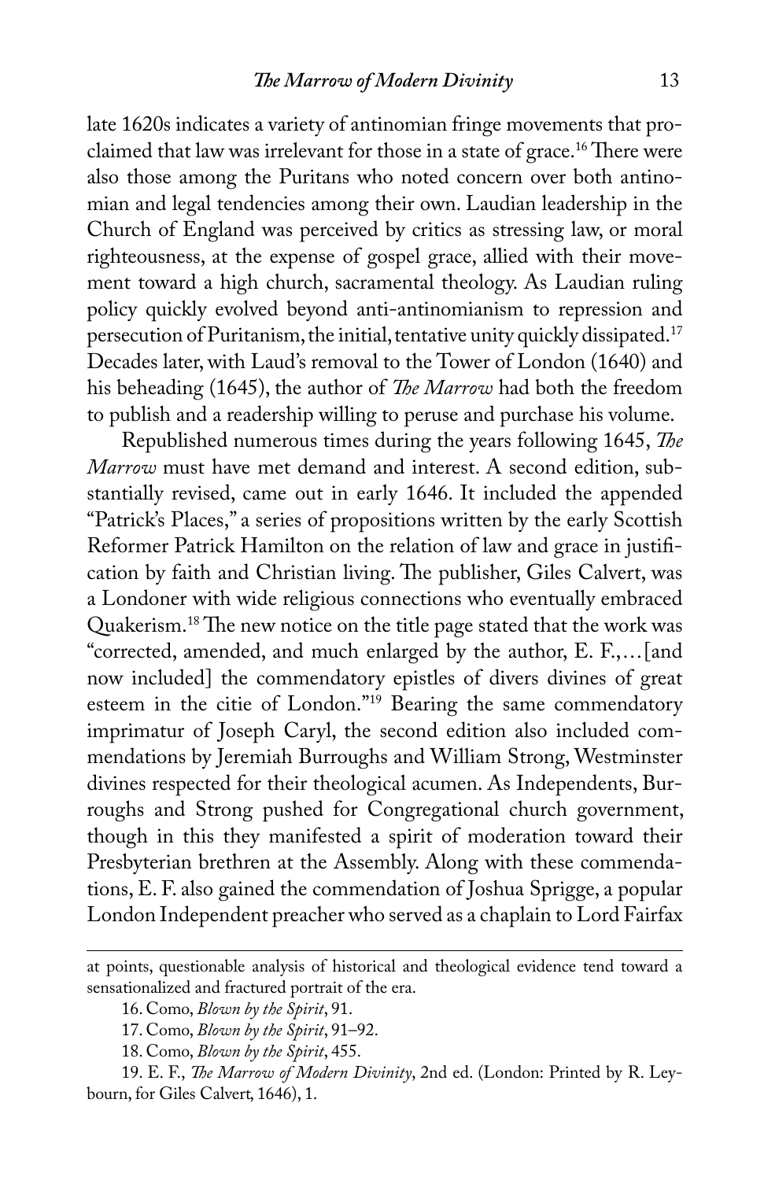late 1620s indicates a variety of antinomian fringe movements that proclaimed that law was irrelevant for those in a state of grace.[16] There were also those among the Puritans who noted concern over both antinomian and legal tendencies among their own. Laudian leadership in the Church of England was perceived by critics as stressing law, or moral righteousness, at the expense of gospel grace, allied with their movement toward a high church, sacramental theology. As Laudian ruling policy quickly evolved beyond anti-antinomianism to repression and persecution of Puritanism, the initial, tentative unity quickly dissipated.[17] Decades later, with Laud's removal to the Tower of London (1640) and his beheading (1645), the author of *The Marrow* had both the freedom to publish and a readership willing to peruse and purchase his volume.

Republished numerous times during the years following 1645, *The Marrow* must have met demand and interest. A second edition, substantially revised, came out in early 1646. It included the appended "Patrick's Places," a series of propositions written by the early Scottish Reformer Patrick Hamilton on the relation of law and grace in justification by faith and Christian living. The publisher, Giles Calvert, was a Londoner with wide religious connections who eventually embraced Quakerism.[18] The new notice on the title page stated that the work was "corrected, amended, and much enlarged by the author, E. F.,…[and now included] the commendatory epistles of divers divines of great esteem in the citie of London."[19] Bearing the same commendatory imprimatur of Joseph Caryl, the second edition also included commendations by Jeremiah Burroughs and William Strong, Westminster divines respected for their theological acumen. As Independents, Burroughs and Strong pushed for Congregational church government, though in this they manifested a spirit of moderation toward their Presbyterian brethren at the Assembly. Along with these commendations, E. F. also gained the commendation of Joshua Sprigge, a popular London Independent preacher who served as a chaplain to Lord Fairfax

---

at points, questionable analysis of historical and theological evidence tend toward a sensationalized and fractured portrait of the era.

16. Como, *Blown by the Spirit*, 91.

17. Como, *Blown by the Spirit*, 91–92.

18. Como, *Blown by the Spirit*, 455.

19. E. F., *The Marrow of Modern Divinity*, 2nd ed. (London: Printed by R. Leybourn, for Giles Calvert, 1646), 1.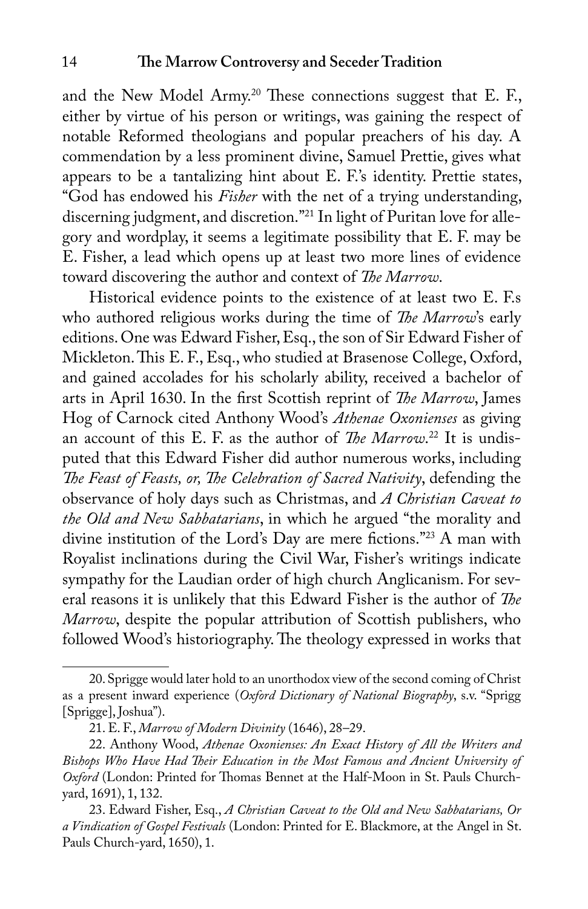and the New Model Army.[20] These connections suggest that E. F., either by virtue of his person or writings, was gaining the respect of notable Reformed theologians and popular preachers of his day. A commendation by a less prominent divine, Samuel Prettie, gives what appears to be a tantalizing hint about E. F.'s identity. Prettie states, "God has endowed his *Fisher* with the net of a trying understanding, discerning judgment, and discretion."[21] In light of Puritan love for allegory and wordplay, it seems a legitimate possibility that E. F. may be E. Fisher, a lead which opens up at least two more lines of evidence toward discovering the author and context of *The Marrow*.

Historical evidence points to the existence of at least two E. F.s who authored religious works during the time of *The Marrow*'s early editions. One was Edward Fisher, Esq., the son of Sir Edward Fisher of Mickleton. This E. F., Esq., who studied at Brasenose College, Oxford, and gained accolades for his scholarly ability, received a bachelor of arts in April 1630. In the first Scottish reprint of *The Marrow*, James Hog of Carnock cited Anthony Wood's *Athenae Oxonienses* as giving an account of this E. F. as the author of *The Marrow*.[22] It is undisputed that this Edward Fisher did author numerous works, including *The Feast of Feasts, or, The Celebration of Sacred Nativity*, defending the observance of holy days such as Christmas, and *A Christian Caveat to the Old and New Sabbatarians*, in which he argued "the morality and divine institution of the Lord's Day are mere fictions."[23] A man with Royalist inclinations during the Civil War, Fisher's writings indicate sympathy for the Laudian order of high church Anglicanism. For several reasons it is unlikely that this Edward Fisher is the author of *The Marrow*, despite the popular attribution of Scottish publishers, who followed Wood's historiography. The theology expressed in works that

20. Sprigge would later hold to an unorthodox view of the second coming of Christ as a present inward experience (*Oxford Dictionary of National Biography*, s.v. "Sprigg [Sprigge], Joshua").

21. E. F., *Marrow of Modern Divinity* (1646), 28–29.

22. Anthony Wood, *Athenae Oxonienses: An Exact History of All the Writers and Bishops Who Have Had Their Education in the Most Famous and Ancient University of Oxford* (London: Printed for Thomas Bennet at the Half-Moon in St. Pauls Churchyard, 1691), 1, 132.

23. Edward Fisher, Esq., *A Christian Caveat to the Old and New Sabbatarians, Or a Vindication of Gospel Festivals* (London: Printed for E. Blackmore, at the Angel in St. Pauls Church-yard, 1650), 1.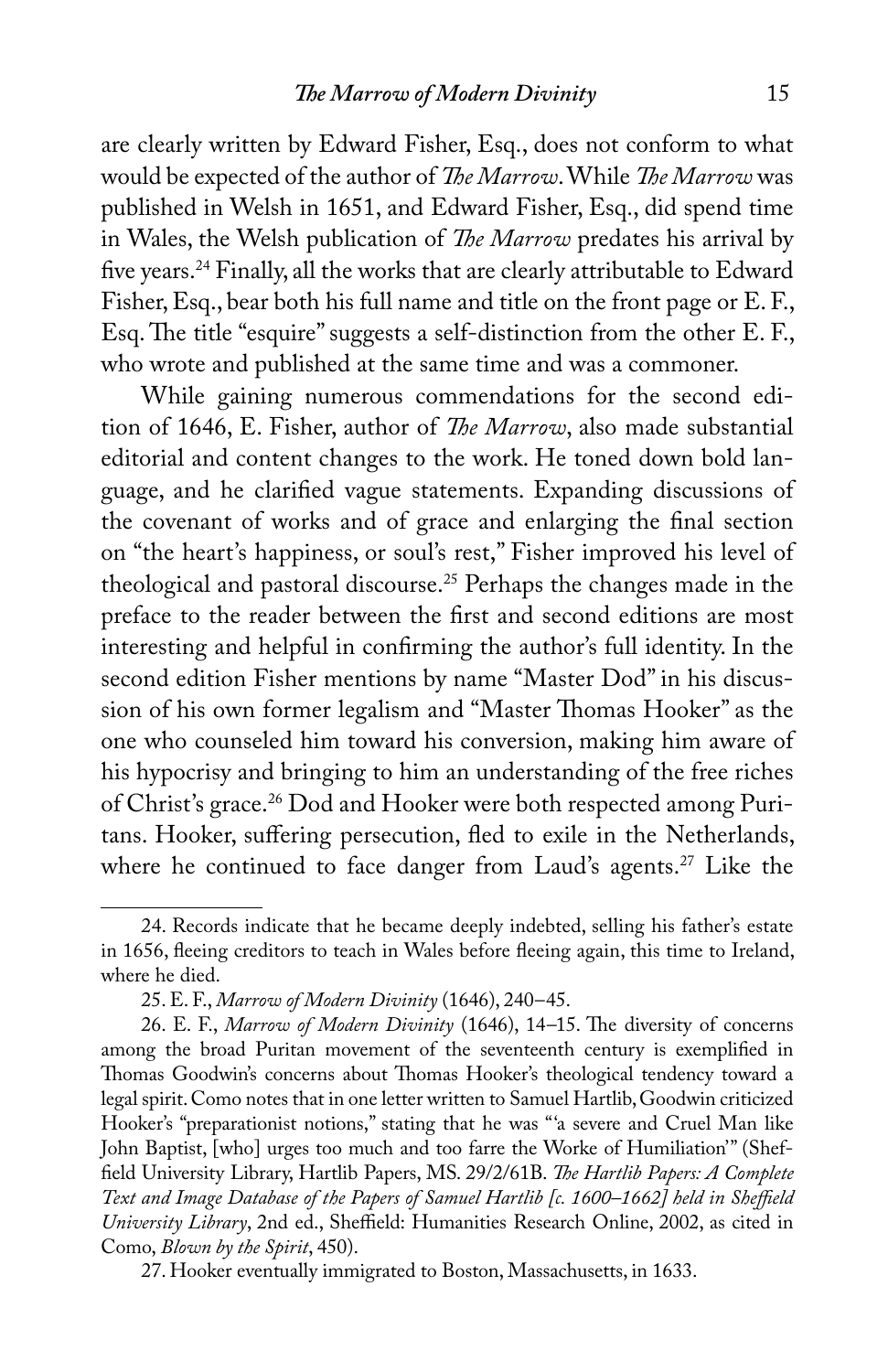are clearly written by Edward Fisher, Esq., does not conform to what would be expected of the author of *The Marrow*. While *The Marrow* was published in Welsh in 1651, and Edward Fisher, Esq., did spend time in Wales, the Welsh publication of *The Marrow* predates his arrival by five years.[24] Finally, all the works that are clearly attributable to Edward Fisher, Esq., bear both his full name and title on the front page or E. F., Esq. The title "esquire" suggests a self-distinction from the other E. F., who wrote and published at the same time and was a commoner.

While gaining numerous commendations for the second edition of 1646, E. Fisher, author of *The Marrow*, also made substantial editorial and content changes to the work. He toned down bold language, and he clarified vague statements. Expanding discussions of the covenant of works and of grace and enlarging the final section on "the heart's happiness, or soul's rest," Fisher improved his level of theological and pastoral discourse.[25] Perhaps the changes made in the preface to the reader between the first and second editions are most interesting and helpful in confirming the author's full identity. In the second edition Fisher mentions by name "Master Dod" in his discussion of his own former legalism and "Master Thomas Hooker" as the one who counseled him toward his conversion, making him aware of his hypocrisy and bringing to him an understanding of the free riches of Christ's grace.[26] Dod and Hooker were both respected among Puritans. Hooker, suffering persecution, fled to exile in the Netherlands, where he continued to face danger from Laud's agents.[27] Like the

---

24. Records indicate that he became deeply indebted, selling his father's estate in 1656, fleeing creditors to teach in Wales before fleeing again, this time to Ireland, where he died.

25. E. F., *Marrow of Modern Divinity* (1646), 240–45.

26. E. F., *Marrow of Modern Divinity* (1646), 14–15. The diversity of concerns among the broad Puritan movement of the seventeenth century is exemplified in Thomas Goodwin's concerns about Thomas Hooker's theological tendency toward a legal spirit. Como notes that in one letter written to Samuel Hartlib, Goodwin criticized Hooker's "preparationist notions," stating that he was "'a severe and Cruel Man like John Baptist, [who] urges too much and too farre the Worke of Humiliation'" (Sheffield University Library, Hartlib Papers, MS. 29/2/61B. *The Hartlib Papers: A Complete Text and Image Database of the Papers of Samuel Hartlib [c. 1600–1662] held in Sheffield University Library*, 2nd ed., Sheffield: Humanities Research Online, 2002, as cited in Como, *Blown by the Spirit*, 450).

27. Hooker eventually immigrated to Boston, Massachusetts, in 1633.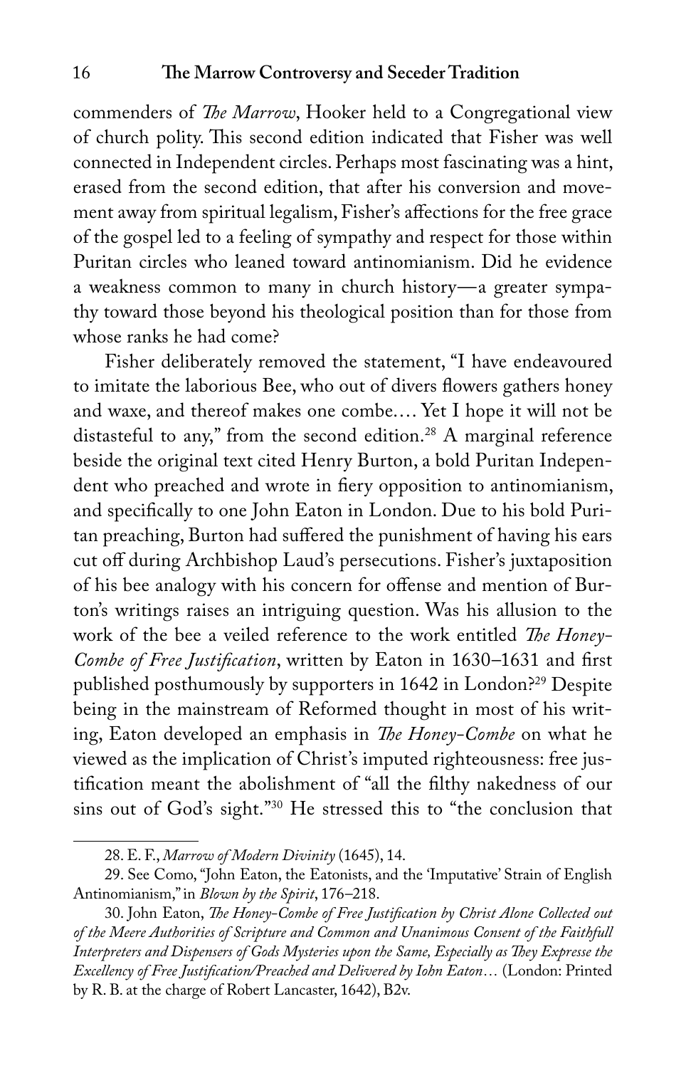commenders of *The Marrow*, Hooker held to a Congregational view of church polity. This second edition indicated that Fisher was well connected in Independent circles. Perhaps most fascinating was a hint, erased from the second edition, that after his conversion and movement away from spiritual legalism, Fisher's affections for the free grace of the gospel led to a feeling of sympathy and respect for those within Puritan circles who leaned toward antinomianism. Did he evidence a weakness common to many in church history—a greater sympathy toward those beyond his theological position than for those from whose ranks he had come?

Fisher deliberately removed the statement, "I have endeavoured to imitate the laborious Bee, who out of divers flowers gathers honey and waxe, and thereof makes one combe.... Yet I hope it will not be distasteful to any," from the second edition.[28] A marginal reference beside the original text cited Henry Burton, a bold Puritan Independent who preached and wrote in fiery opposition to antinomianism, and specifically to one John Eaton in London. Due to his bold Puritan preaching, Burton had suffered the punishment of having his ears cut off during Archbishop Laud's persecutions. Fisher's juxtaposition of his bee analogy with his concern for offense and mention of Burton's writings raises an intriguing question. Was his allusion to the work of the bee a veiled reference to the work entitled *The Honey-Combe of Free Justification*, written by Eaton in 1630–1631 and first published posthumously by supporters in 1642 in London?[29] Despite being in the mainstream of Reformed thought in most of his writing, Eaton developed an emphasis in *The Honey-Combe* on what he viewed as the implication of Christ's imputed righteousness: free justification meant the abolishment of "all the filthy nakedness of our sins out of God's sight."[30] He stressed this to "the conclusion that

---

28. E. F., *Marrow of Modern Divinity* (1645), 14.

29. See Como, "John Eaton, the Eatonists, and the 'Imputative' Strain of English Antinomianism," in *Blown by the Spirit*, 176–218.

30. John Eaton, *The Honey-Combe of Free Justification by Christ Alone Collected out of the Meere Authorities of Scripture and Common and Unanimous Consent of the Faithfull Interpreters and Dispensers of Gods Mysteries upon the Same, Especially as They Expresse the Excellency of Free Justification/Preached and Delivered by Iohn Eaton*... (London: Printed by R. B. at the charge of Robert Lancaster, 1642), B2v.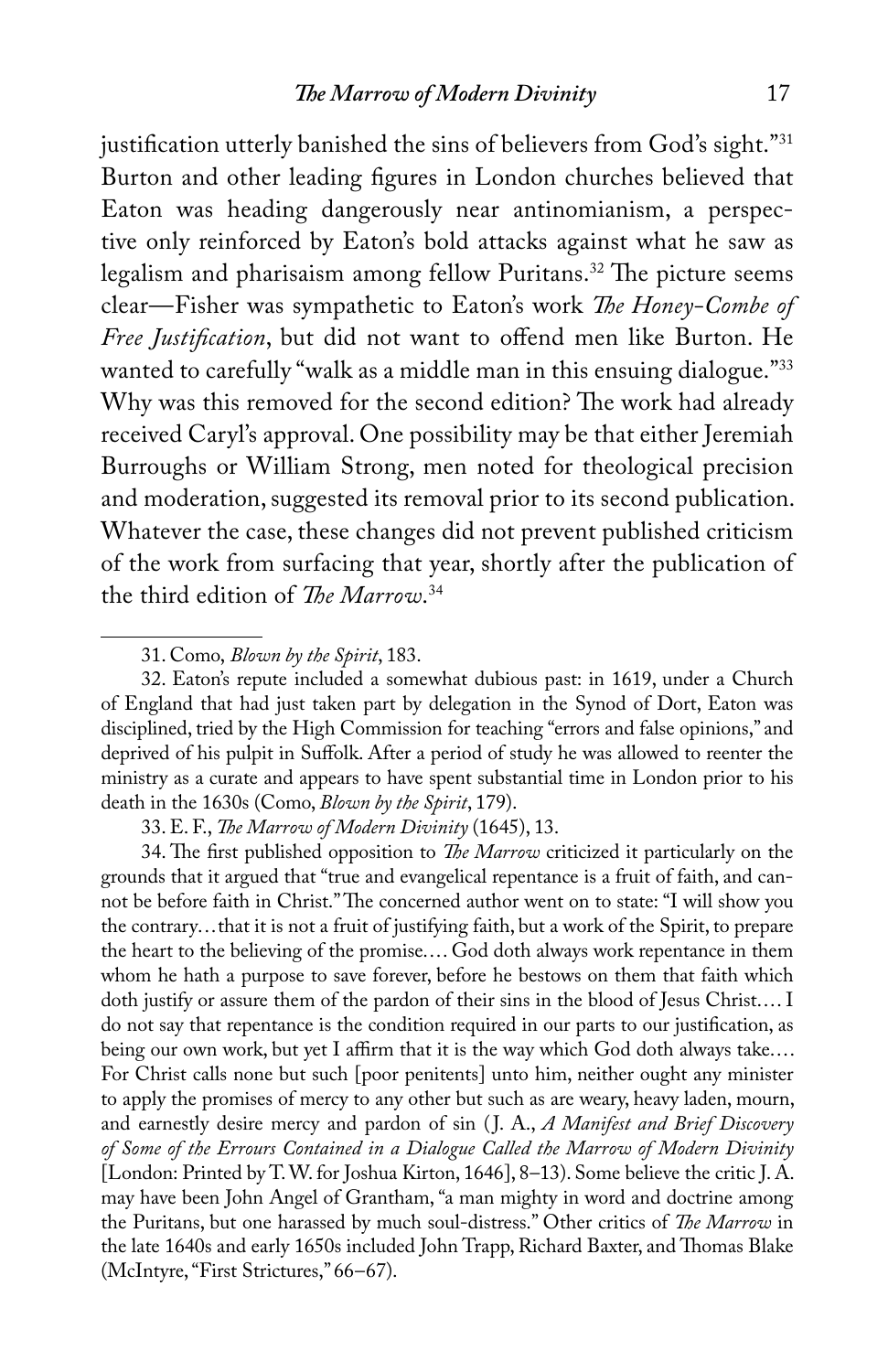justification utterly banished the sins of believers from God's sight."[31] Burton and other leading figures in London churches believed that Eaton was heading dangerously near antinomianism, a perspective only reinforced by Eaton's bold attacks against what he saw as legalism and pharisaism among fellow Puritans.[32] The picture seems clear—Fisher was sympathetic to Eaton's work *The Honey-Combe of Free Justification*, but did not want to offend men like Burton. He wanted to carefully "walk as a middle man in this ensuing dialogue."[33] Why was this removed for the second edition? The work had already received Caryl's approval. One possibility may be that either Jeremiah Burroughs or William Strong, men noted for theological precision and moderation, suggested its removal prior to its second publication. Whatever the case, these changes did not prevent published criticism of the work from surfacing that year, shortly after the publication of the third edition of *The Marrow*.[34]

---

31. Como, *Blown by the Spirit*, 183.

32. Eaton's repute included a somewhat dubious past: in 1619, under a Church of England that had just taken part by delegation in the Synod of Dort, Eaton was disciplined, tried by the High Commission for teaching "errors and false opinions," and deprived of his pulpit in Suffolk. After a period of study he was allowed to reenter the ministry as a curate and appears to have spent substantial time in London prior to his death in the 1630s (Como, *Blown by the Spirit*, 179).

33. E. F., *The Marrow of Modern Divinity* (1645), 13.

34. The first published opposition to *The Marrow* criticized it particularly on the grounds that it argued that "true and evangelical repentance is a fruit of faith, and cannot be before faith in Christ." The concerned author went on to state: "I will show you the contrary…that it is not a fruit of justifying faith, but a work of the Spirit, to prepare the heart to the believing of the promise.… God doth always work repentance in them whom he hath a purpose to save forever, before he bestows on them that faith which doth justify or assure them of the pardon of their sins in the blood of Jesus Christ.… I do not say that repentance is the condition required in our parts to our justification, as being our own work, but yet I affirm that it is the way which God doth always take.… For Christ calls none but such [poor penitents] unto him, neither ought any minister to apply the promises of mercy to any other but such as are weary, heavy laden, mourn, and earnestly desire mercy and pardon of sin (J. A., *A Manifest and Brief Discovery of Some of the Errours Contained in a Dialogue Called the Marrow of Modern Divinity* [London: Printed by T. W. for Joshua Kirton, 1646], 8–13). Some believe the critic J. A. may have been John Angel of Grantham, "a man mighty in word and doctrine among the Puritans, but one harassed by much soul-distress." Other critics of *The Marrow* in the late 1640s and early 1650s included John Trapp, Richard Baxter, and Thomas Blake (McIntyre, "First Strictures," 66–67).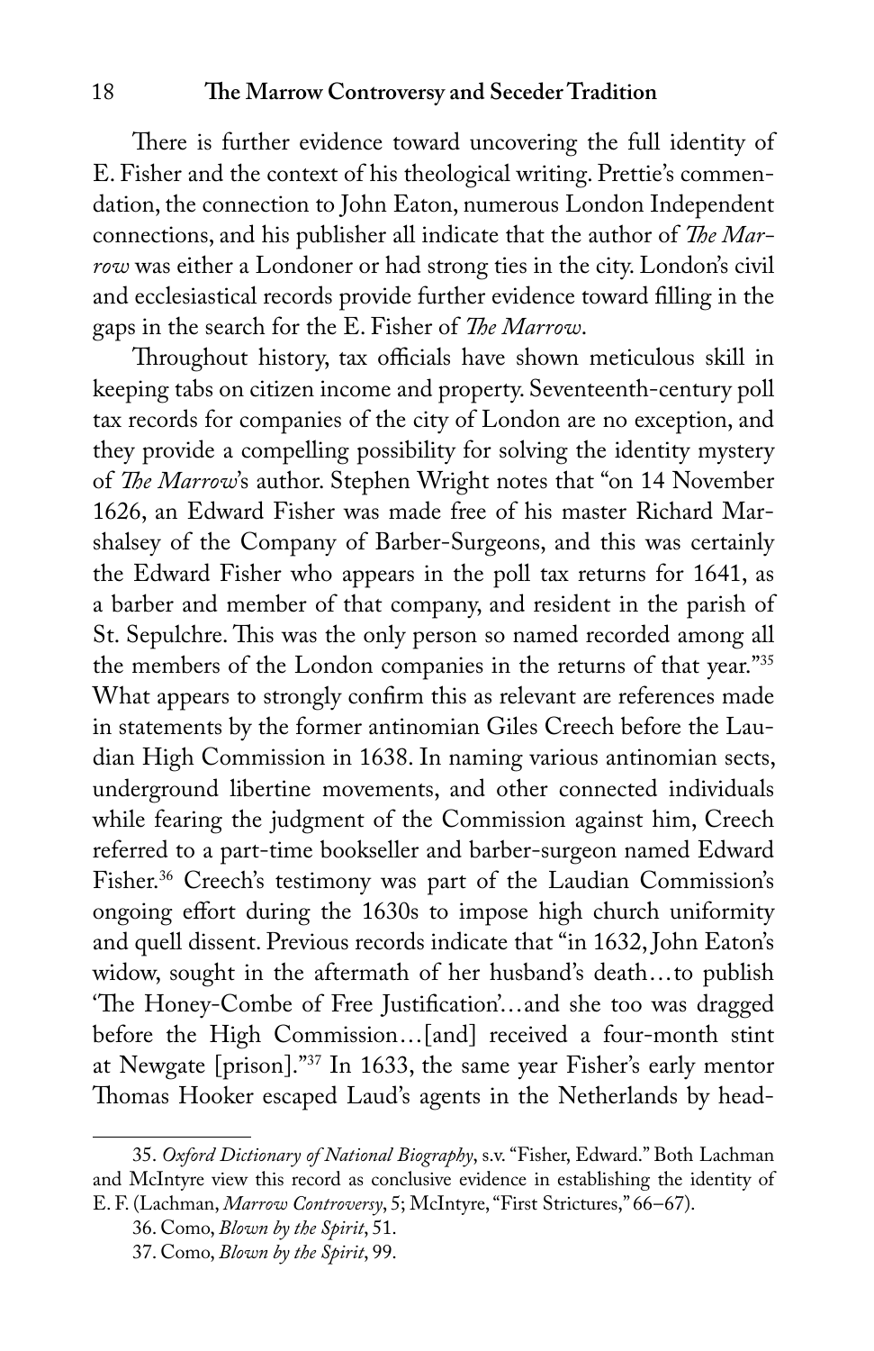There is further evidence toward uncovering the full identity of E. Fisher and the context of his theological writing. Prettie's commendation, the connection to John Eaton, numerous London Independent connections, and his publisher all indicate that the author of *The Marrow* was either a Londoner or had strong ties in the city. London's civil and ecclesiastical records provide further evidence toward filling in the gaps in the search for the E. Fisher of *The Marrow*.

Throughout history, tax officials have shown meticulous skill in keeping tabs on citizen income and property. Seventeenth-century poll tax records for companies of the city of London are no exception, and they provide a compelling possibility for solving the identity mystery of *The Marrow*'s author. Stephen Wright notes that "on 14 November 1626, an Edward Fisher was made free of his master Richard Marshalsey of the Company of Barber-Surgeons, and this was certainly the Edward Fisher who appears in the poll tax returns for 1641, as a barber and member of that company, and resident in the parish of St. Sepulchre. This was the only person so named recorded among all the members of the London companies in the returns of that year."[35] What appears to strongly confirm this as relevant are references made in statements by the former antinomian Giles Creech before the Laudian High Commission in 1638. In naming various antinomian sects, underground libertine movements, and other connected individuals while fearing the judgment of the Commission against him, Creech referred to a part-time bookseller and barber-surgeon named Edward Fisher.[36] Creech's testimony was part of the Laudian Commission's ongoing effort during the 1630s to impose high church uniformity and quell dissent. Previous records indicate that "in 1632, John Eaton's widow, sought in the aftermath of her husband's death…to publish 'The Honey-Combe of Free Justification'…and she too was dragged before the High Commission…[and] received a four-month stint at Newgate [prison]."[37] In 1633, the same year Fisher's early mentor Thomas Hooker escaped Laud's agents in the Netherlands by head-

35. *Oxford Dictionary of National Biography*, s.v. "Fisher, Edward." Both Lachman and McIntyre view this record as conclusive evidence in establishing the identity of E. F. (Lachman, *Marrow Controversy*, 5; McIntyre, "First Strictures," 66–67).

36. Como, *Blown by the Spirit*, 51.

37. Como, *Blown by the Spirit*, 99.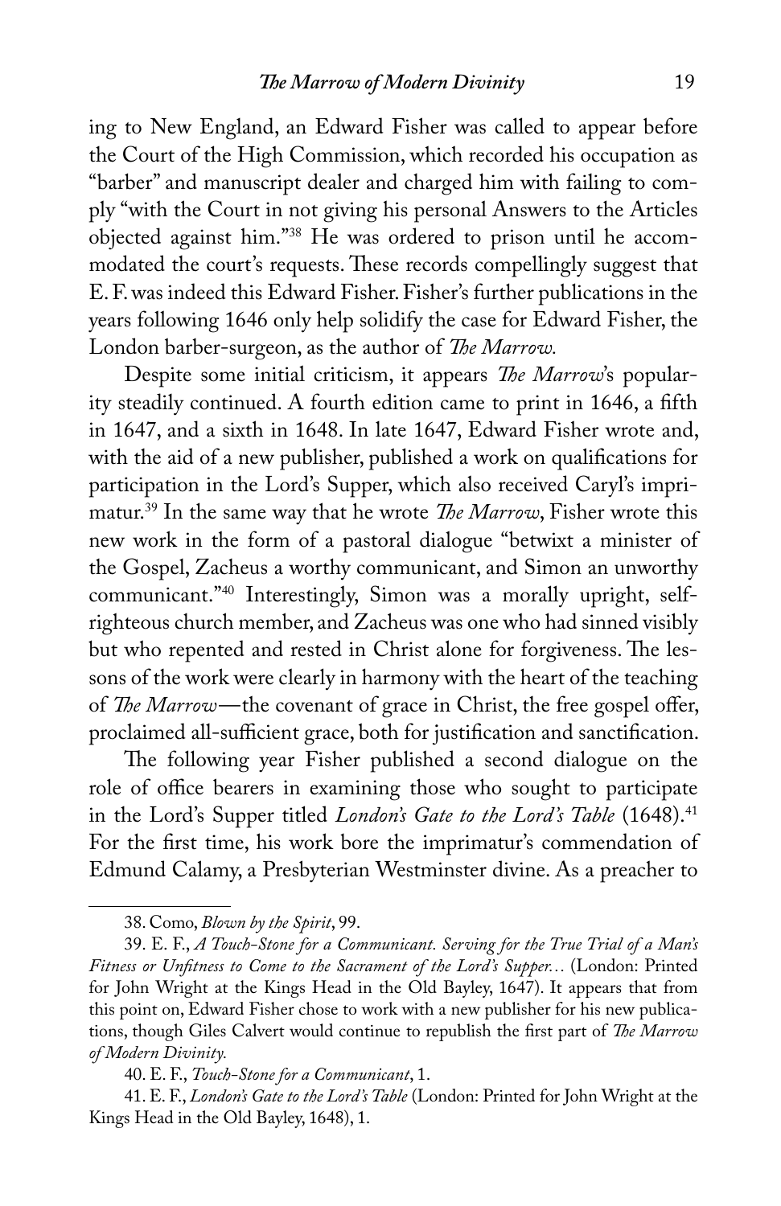ing to New England, an Edward Fisher was called to appear before the Court of the High Commission, which recorded his occupation as "barber" and manuscript dealer and charged him with failing to comply "with the Court in not giving his personal Answers to the Articles objected against him."[38] He was ordered to prison until he accommodated the court's requests. These records compellingly suggest that E. F. was indeed this Edward Fisher. Fisher's further publications in the years following 1646 only help solidify the case for Edward Fisher, the London barber-surgeon, as the author of *The Marrow*.

Despite some initial criticism, it appears *The Marrow*'s popularity steadily continued. A fourth edition came to print in 1646, a fifth in 1647, and a sixth in 1648. In late 1647, Edward Fisher wrote and, with the aid of a new publisher, published a work on qualifications for participation in the Lord's Supper, which also received Caryl's imprimatur.[39] In the same way that he wrote *The Marrow*, Fisher wrote this new work in the form of a pastoral dialogue "betwixt a minister of the Gospel, Zacheus a worthy communicant, and Simon an unworthy communicant."[40] Interestingly, Simon was a morally upright, self-righteous church member, and Zacheus was one who had sinned visibly but who repented and rested in Christ alone for forgiveness. The lessons of the work were clearly in harmony with the heart of the teaching of *The Marrow*—the covenant of grace in Christ, the free gospel offer, proclaimed all-sufficient grace, both for justification and sanctification.

The following year Fisher published a second dialogue on the role of office bearers in examining those who sought to participate in the Lord's Supper titled *London's Gate to the Lord's Table* (1648).[41] For the first time, his work bore the imprimatur's commendation of Edmund Calamy, a Presbyterian Westminster divine. As a preacher to

---

38. Como, *Blown by the Spirit*, 99.

39. E. F., *A Touch-Stone for a Communicant. Serving for the True Trial of a Man's Fitness or Unfitness to Come to the Sacrament of the Lord's Supper…* (London: Printed for John Wright at the Kings Head in the Old Bayley, 1647). It appears that from this point on, Edward Fisher chose to work with a new publisher for his new publications, though Giles Calvert would continue to republish the first part of *The Marrow of Modern Divinity*.

40. E. F., *Touch-Stone for a Communicant*, 1.

41. E. F., *London's Gate to the Lord's Table* (London: Printed for John Wright at the Kings Head in the Old Bayley, 1648), 1.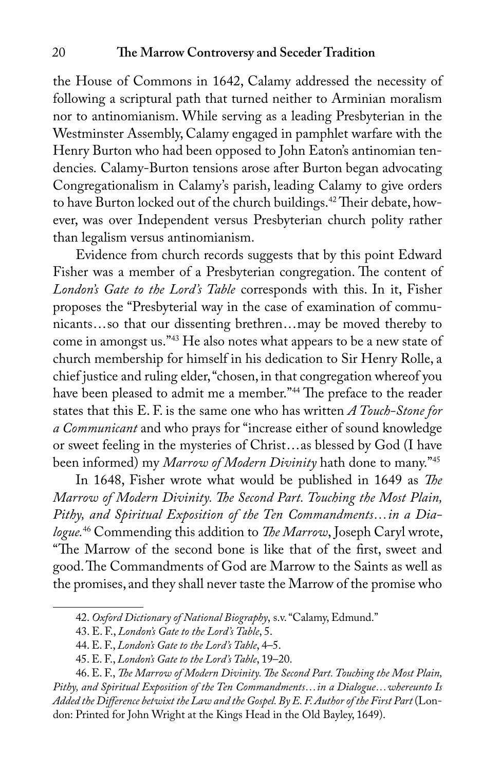the House of Commons in 1642, Calamy addressed the necessity of following a scriptural path that turned neither to Arminian moralism nor to antinomianism. While serving as a leading Presbyterian in the Westminster Assembly, Calamy engaged in pamphlet warfare with the Henry Burton who had been opposed to John Eaton's antinomian tendencies. Calamy-Burton tensions arose after Burton began advocating Congregationalism in Calamy's parish, leading Calamy to give orders to have Burton locked out of the church buildings.[42] Their debate, however, was over Independent versus Presbyterian church polity rather than legalism versus antinomianism.

Evidence from church records suggests that by this point Edward Fisher was a member of a Presbyterian congregation. The content of *London's Gate to the Lord's Table* corresponds with this. In it, Fisher proposes the "Presbyterial way in the case of examination of communicants…so that our dissenting brethren…may be moved thereby to come in amongst us."[43] He also notes what appears to be a new state of church membership for himself in his dedication to Sir Henry Rolle, a chief justice and ruling elder, "chosen, in that congregation whereof you have been pleased to admit me a member."[44] The preface to the reader states that this E. F. is the same one who has written *A Touch-Stone for a Communicant* and who prays for "increase either of sound knowledge or sweet feeling in the mysteries of Christ…as blessed by God (I have been informed) my *Marrow of Modern Divinity* hath done to many."[45]

In 1648, Fisher wrote what would be published in 1649 as *The Marrow of Modern Divinity. The Second Part. Touching the Most Plain, Pithy, and Spiritual Exposition of the Ten Commandments…in a Dialogue.*[46] Commending this addition to *The Marrow*, Joseph Caryl wrote, "The Marrow of the second bone is like that of the first, sweet and good. The Commandments of God are Marrow to the Saints as well as the promises, and they shall never taste the Marrow of the promise who

42. *Oxford Dictionary of National Biography*, s.v. "Calamy, Edmund."

43. E. F., *London's Gate to the Lord's Table*, 5.

44. E. F., *London's Gate to the Lord's Table*, 4–5.

45. E. F., *London's Gate to the Lord's Table*, 19–20.

46. E. F., *The Marrow of Modern Divinity. The Second Part. Touching the Most Plain, Pithy, and Spiritual Exposition of the Ten Commandments…in a Dialogue…whereunto Is Added the Difference betwixt the Law and the Gospel. By E. F. Author of the First Part* (London: Printed for John Wright at the Kings Head in the Old Bayley, 1649).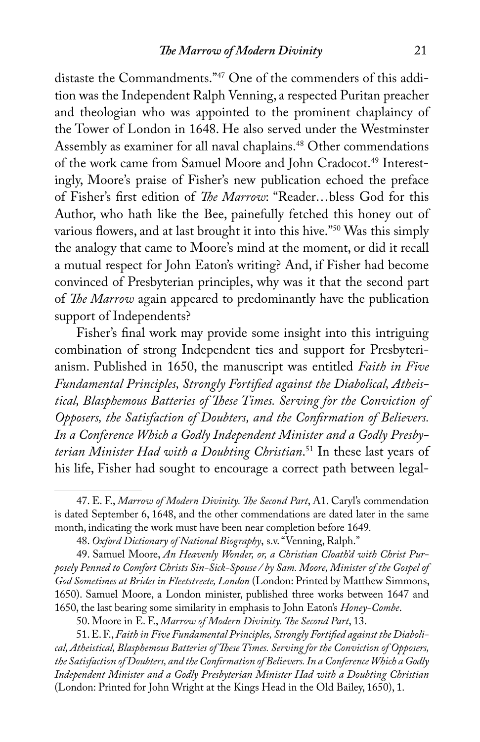distaste the Commandments."[47] One of the commenders of this addition was the Independent Ralph Venning, a respected Puritan preacher and theologian who was appointed to the prominent chaplaincy of the Tower of London in 1648. He also served under the Westminster Assembly as examiner for all naval chaplains.[48] Other commendations of the work came from Samuel Moore and John Cradocot.[49] Interestingly, Moore's praise of Fisher's new publication echoed the preface of Fisher's first edition of *The Marrow*: "Reader…bless God for this Author, who hath like the Bee, painefully fetched this honey out of various flowers, and at last brought it into this hive."[50] Was this simply the analogy that came to Moore's mind at the moment, or did it recall a mutual respect for John Eaton's writing? And, if Fisher had become convinced of Presbyterian principles, why was it that the second part of *The Marrow* again appeared to predominantly have the publication support of Independents?

Fisher's final work may provide some insight into this intriguing combination of strong Independent ties and support for Presbyterianism. Published in 1650, the manuscript was entitled *Faith in Five Fundamental Principles, Strongly Fortified against the Diabolical, Atheistical, Blasphemous Batteries of These Times. Serving for the Conviction of Opposers, the Satisfaction of Doubters, and the Confirmation of Believers. In a Conference Which a Godly Independent Minister and a Godly Presbyterian Minister Had with a Doubting Christian*.[51] In these last years of his life, Fisher had sought to encourage a correct path between legal-

---

47. E. F., *Marrow of Modern Divinity. The Second Part*, A1. Caryl's commendation is dated September 6, 1648, and the other commendations are dated later in the same month, indicating the work must have been near completion before 1649.

48. *Oxford Dictionary of National Biography*, s.v. "Venning, Ralph."

49. Samuel Moore, *An Heavenly Wonder, or, a Christian Cloath'd with Christ Purposely Penned to Comfort Christs Sin-Sick-Spouse / by Sam. Moore, Minister of the Gospel of God Sometimes at Brides in Fleetstreete, London* (London: Printed by Matthew Simmons, 1650). Samuel Moore, a London minister, published three works between 1647 and 1650, the last bearing some similarity in emphasis to John Eaton's *Honey-Combe*.

50. Moore in E. F., *Marrow of Modern Divinity. The Second Part*, 13.

51. E. F., *Faith in Five Fundamental Principles, Strongly Fortified against the Diabolical, Atheistical, Blasphemous Batteries of These Times. Serving for the Conviction of Opposers, the Satisfaction of Doubters, and the Confirmation of Believers. In a Conference Which a Godly Independent Minister and a Godly Presbyterian Minister Had with a Doubting Christian* (London: Printed for John Wright at the Kings Head in the Old Bailey, 1650), 1.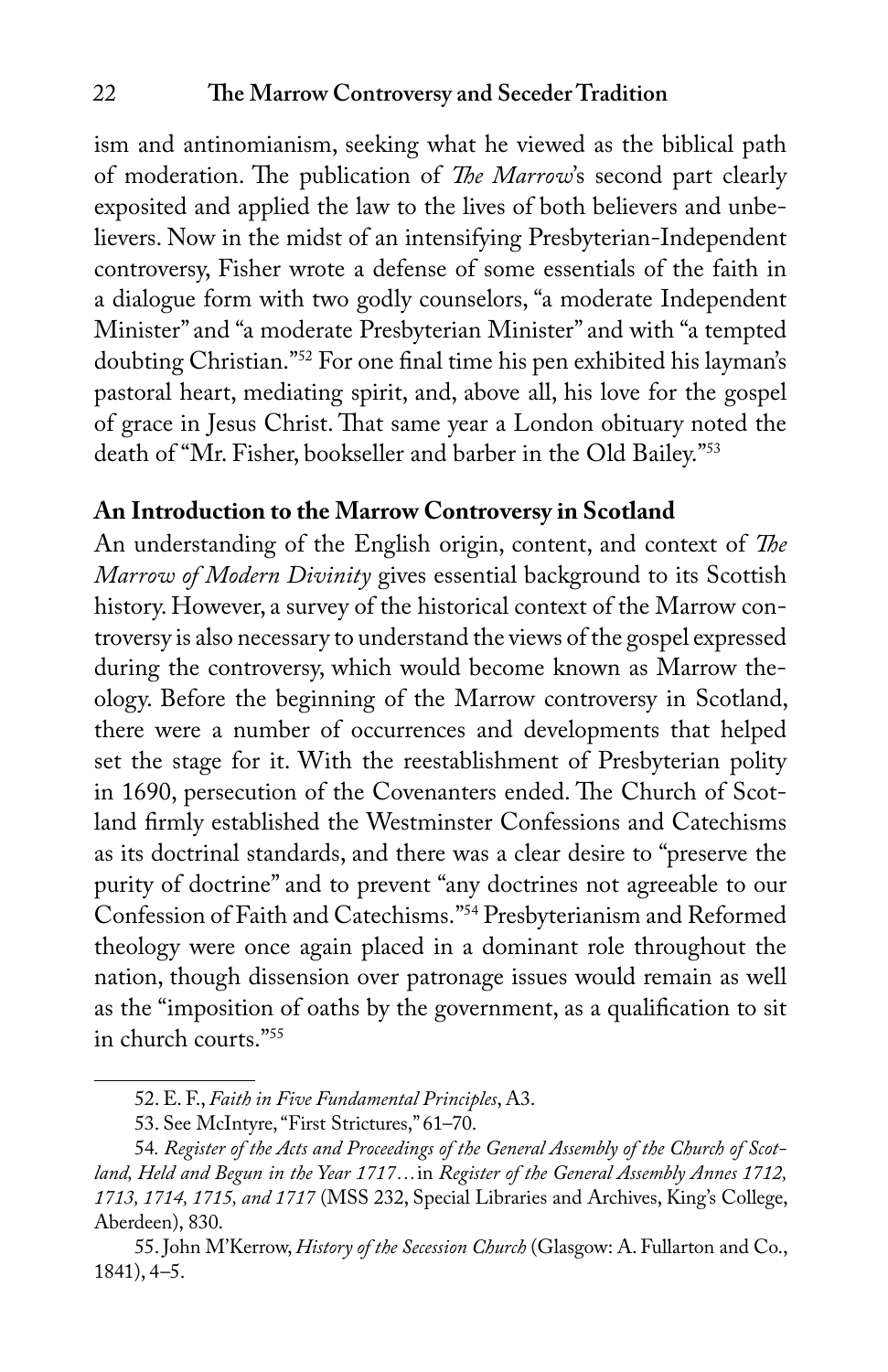ism and antinomianism, seeking what he viewed as the biblical path of moderation. The publication of *The Marrow*'s second part clearly exposited and applied the law to the lives of both believers and unbelievers. Now in the midst of an intensifying Presbyterian-Independent controversy, Fisher wrote a defense of some essentials of the faith in a dialogue form with two godly counselors, "a moderate Independent Minister" and "a moderate Presbyterian Minister" and with "a tempted doubting Christian."[52] For one final time his pen exhibited his layman's pastoral heart, mediating spirit, and, above all, his love for the gospel of grace in Jesus Christ. That same year a London obituary noted the death of "Mr. Fisher, bookseller and barber in the Old Bailey."[53]

## An Introduction to the Marrow Controversy in Scotland

An understanding of the English origin, content, and context of *The Marrow of Modern Divinity* gives essential background to its Scottish history. However, a survey of the historical context of the Marrow controversy is also necessary to understand the views of the gospel expressed during the controversy, which would become known as Marrow theology. Before the beginning of the Marrow controversy in Scotland, there were a number of occurrences and developments that helped set the stage for it. With the reestablishment of Presbyterian polity in 1690, persecution of the Covenanters ended. The Church of Scotland firmly established the Westminster Confessions and Catechisms as its doctrinal standards, and there was a clear desire to "preserve the purity of doctrine" and to prevent "any doctrines not agreeable to our Confession of Faith and Catechisms."[54] Presbyterianism and Reformed theology were once again placed in a dominant role throughout the nation, though dissension over patronage issues would remain as well as the "imposition of oaths by the government, as a qualification to sit in church courts."[55]

---

52. E. F., *Faith in Five Fundamental Principles*, A3.

53. See McIntyre, "First Strictures," 61–70.

54. *Register of the Acts and Proceedings of the General Assembly of the Church of Scotland, Held and Begun in the Year 1717…* in *Register of the General Assembly Annes 1712, 1713, 1714, 1715, and 1717* (MSS 232, Special Libraries and Archives, King's College, Aberdeen), 830.

55. John M'Kerrow, *History of the Secession Church* (Glasgow: A. Fullarton and Co., 1841), 4–5.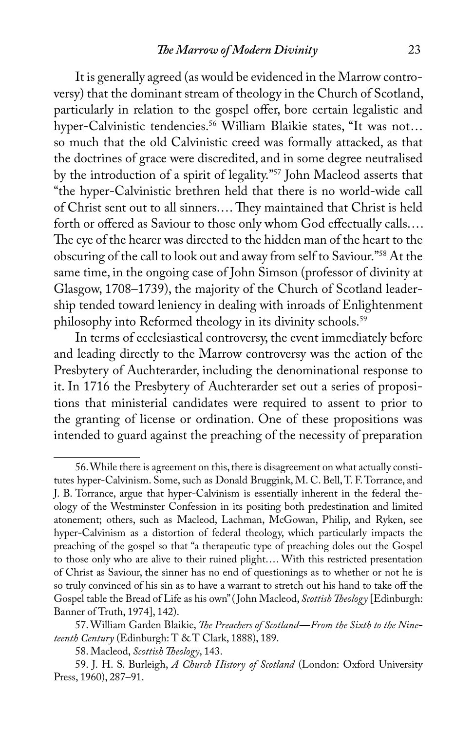It is generally agreed (as would be evidenced in the Marrow controversy) that the dominant stream of theology in the Church of Scotland, particularly in relation to the gospel offer, bore certain legalistic and hyper-Calvinistic tendencies.[56] William Blaikie states, "It was not… so much that the old Calvinistic creed was formally attacked, as that the doctrines of grace were discredited, and in some degree neutralised by the introduction of a spirit of legality."[57] John Macleod asserts that "the hyper-Calvinistic brethren held that there is no world-wide call of Christ sent out to all sinners.… They maintained that Christ is held forth or offered as Saviour to those only whom God effectually calls.… The eye of the hearer was directed to the hidden man of the heart to the obscuring of the call to look out and away from self to Saviour."[58] At the same time, in the ongoing case of John Simson (professor of divinity at Glasgow, 1708–1739), the majority of the Church of Scotland leadership tended toward leniency in dealing with inroads of Enlightenment philosophy into Reformed theology in its divinity schools.[59]

In terms of ecclesiastical controversy, the event immediately before and leading directly to the Marrow controversy was the action of the Presbytery of Auchterarder, including the denominational response to it. In 1716 the Presbytery of Auchterarder set out a series of propositions that ministerial candidates were required to assent to prior to the granting of license or ordination. One of these propositions was intended to guard against the preaching of the necessity of preparation

---

56. While there is agreement on this, there is disagreement on what actually constitutes hyper-Calvinism. Some, such as Donald Bruggink, M. C. Bell, T. F. Torrance, and J. B. Torrance, argue that hyper-Calvinism is essentially inherent in the federal theology of the Westminster Confession in its positing both predestination and limited atonement; others, such as Macleod, Lachman, McGowan, Philip, and Ryken, see hyper-Calvinism as a distortion of federal theology, which particularly impacts the preaching of the gospel so that "a therapeutic type of preaching doles out the Gospel to those only who are alive to their ruined plight.… With this restricted presentation of Christ as Saviour, the sinner has no end of questionings as to whether or not he is so truly convinced of his sin as to have a warrant to stretch out his hand to take off the Gospel table the Bread of Life as his own" (John Macleod, *Scottish Theology* [Edinburgh: Banner of Truth, 1974], 142).

57. William Garden Blaikie, *The Preachers of Scotland—From the Sixth to the Nineteenth Century* (Edinburgh: T & T Clark, 1888), 189.

58. Macleod, *Scottish Theology*, 143.

59. J. H. S. Burleigh, *A Church History of Scotland* (London: Oxford University Press, 1960), 287–91.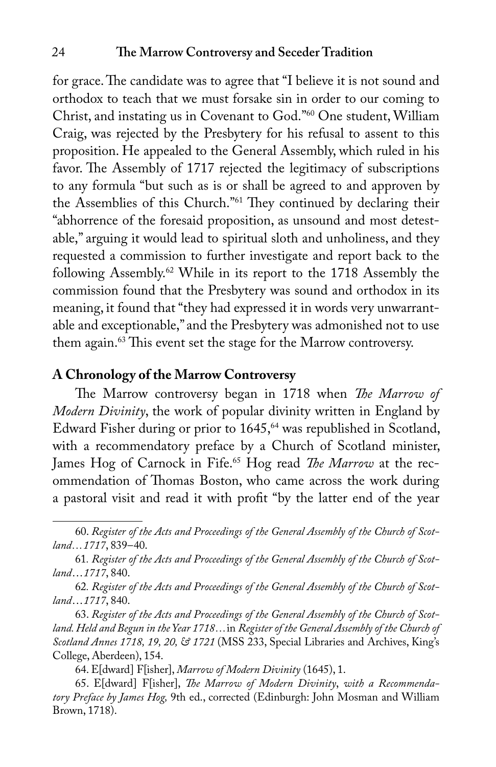for grace. The candidate was to agree that "I believe it is not sound and orthodox to teach that we must forsake sin in order to our coming to Christ, and instating us in Covenant to God."[60] One student, William Craig, was rejected by the Presbytery for his refusal to assent to this proposition. He appealed to the General Assembly, which ruled in his favor. The Assembly of 1717 rejected the legitimacy of subscriptions to any formula "but such as is or shall be agreed to and approven by the Assemblies of this Church."[61] They continued by declaring their "abhorrence of the foresaid proposition, as unsound and most detestable," arguing it would lead to spiritual sloth and unholiness, and they requested a commission to further investigate and report back to the following Assembly.[62] While in its report to the 1718 Assembly the commission found that the Presbytery was sound and orthodox in its meaning, it found that "they had expressed it in words very unwarrantable and exceptionable," and the Presbytery was admonished not to use them again.[63] This event set the stage for the Marrow controversy.

### A Chronology of the Marrow Controversy

The Marrow controversy began in 1718 when *The Marrow of Modern Divinity*, the work of popular divinity written in England by Edward Fisher during or prior to 1645,[64] was republished in Scotland, with a recommendatory preface by a Church of Scotland minister, James Hog of Carnock in Fife.[65] Hog read *The Marrow* at the recommendation of Thomas Boston, who came across the work during a pastoral visit and read it with profit "by the latter end of the year

---

60. *Register of the Acts and Proceedings of the General Assembly of the Church of Scotland…1717*, 839–40.

61. *Register of the Acts and Proceedings of the General Assembly of the Church of Scotland…1717*, 840.

62. *Register of the Acts and Proceedings of the General Assembly of the Church of Scotland…1717*, 840.

63. *Register of the Acts and Proceedings of the General Assembly of the Church of Scotland. Held and Begun in the Year 1718…* in *Register of the General Assembly of the Church of Scotland Annes 1718, 19, 20, & 1721* (MSS 233, Special Libraries and Archives, King's College, Aberdeen), 154.

64. E[dward] F[isher], *Marrow of Modern Divinity* (1645), 1.

65. E[dward] F[isher], *The Marrow of Modern Divinity, with a Recommendatory Preface by James Hog,* 9th ed., corrected (Edinburgh: John Mosman and William Brown, 1718).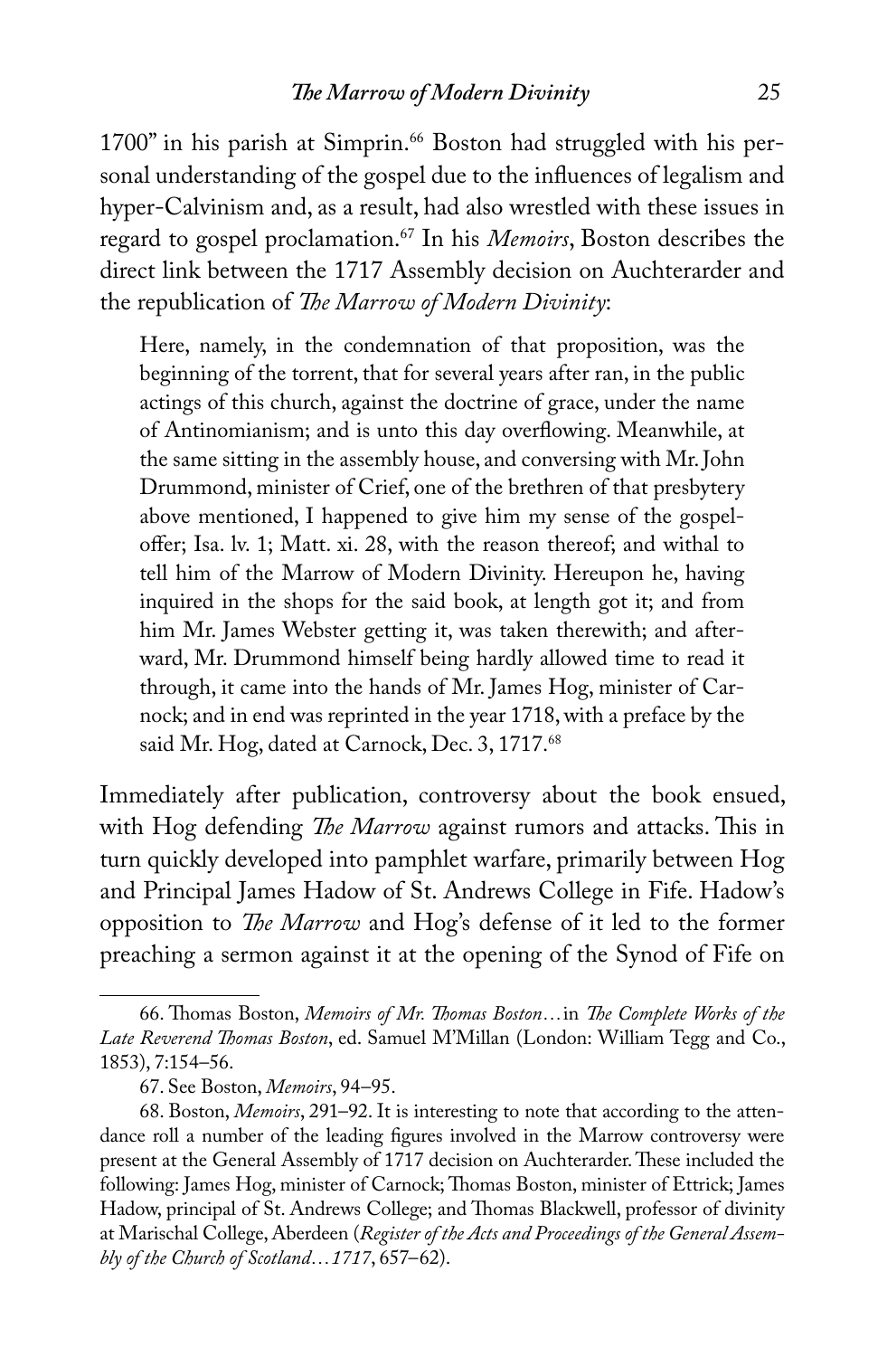1700" in his parish at Simprin.[66] Boston had struggled with his personal understanding of the gospel due to the influences of legalism and hyper-Calvinism and, as a result, had also wrestled with these issues in regard to gospel proclamation.[67] In his *Memoirs*, Boston describes the direct link between the 1717 Assembly decision on Auchterarder and the republication of *The Marrow of Modern Divinity*:

> Here, namely, in the condemnation of that proposition, was the beginning of the torrent, that for several years after ran, in the public actings of this church, against the doctrine of grace, under the name of Antinomianism; and is unto this day overflowing. Meanwhile, at the same sitting in the assembly house, and conversing with Mr. John Drummond, minister of Crief, one of the brethren of that presbytery above mentioned, I happened to give him my sense of the gospel-offer; Isa. lv. 1; Matt. xi. 28, with the reason thereof; and withal to tell him of the Marrow of Modern Divinity. Hereupon he, having inquired in the shops for the said book, at length got it; and from him Mr. James Webster getting it, was taken therewith; and afterward, Mr. Drummond himself being hardly allowed time to read it through, it came into the hands of Mr. James Hog, minister of Carnock; and in end was reprinted in the year 1718, with a preface by the said Mr. Hog, dated at Carnock, Dec. 3, 1717.[68]

Immediately after publication, controversy about the book ensued, with Hog defending *The Marrow* against rumors and attacks. This in turn quickly developed into pamphlet warfare, primarily between Hog and Principal James Hadow of St. Andrews College in Fife. Hadow's opposition to *The Marrow* and Hog's defense of it led to the former preaching a sermon against it at the opening of the Synod of Fife on

---

66. Thomas Boston, *Memoirs of Mr. Thomas Boston*…in *The Complete Works of the Late Reverend Thomas Boston*, ed. Samuel M'Millan (London: William Tegg and Co., 1853), 7:154–56.

67. See Boston, *Memoirs*, 94–95.

68. Boston, *Memoirs*, 291–92. It is interesting to note that according to the attendance roll a number of the leading figures involved in the Marrow controversy were present at the General Assembly of 1717 decision on Auchterarder. These included the following: James Hog, minister of Carnock; Thomas Boston, minister of Ettrick; James Hadow, principal of St. Andrews College; and Thomas Blackwell, professor of divinity at Marischal College, Aberdeen (*Register of the Acts and Proceedings of the General Assembly of the Church of Scotland*…*1717*, 657–62).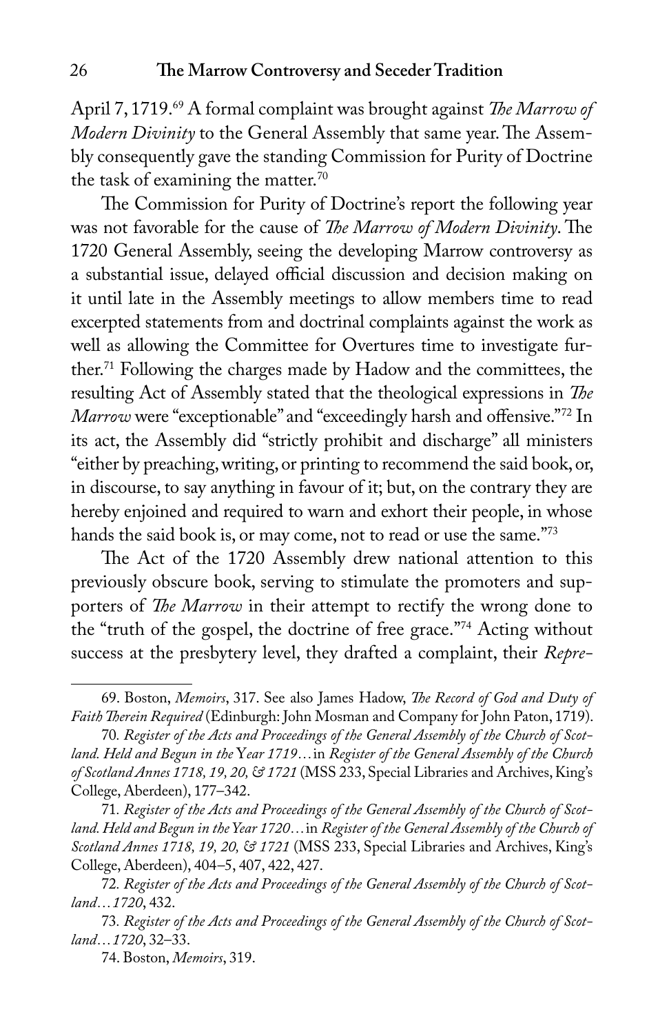April 7, 1719.[69] A formal complaint was brought against *The Marrow of Modern Divinity* to the General Assembly that same year. The Assembly consequently gave the standing Commission for Purity of Doctrine the task of examining the matter.[70]

The Commission for Purity of Doctrine's report the following year was not favorable for the cause of *The Marrow of Modern Divinity*. The 1720 General Assembly, seeing the developing Marrow controversy as a substantial issue, delayed official discussion and decision making on it until late in the Assembly meetings to allow members time to read excerpted statements from and doctrinal complaints against the work as well as allowing the Committee for Overtures time to investigate further.[71] Following the charges made by Hadow and the committees, the resulting Act of Assembly stated that the theological expressions in *The Marrow* were "exceptionable" and "exceedingly harsh and offensive."[72] In its act, the Assembly did "strictly prohibit and discharge" all ministers "either by preaching, writing, or printing to recommend the said book, or, in discourse, to say anything in favour of it; but, on the contrary they are hereby enjoined and required to warn and exhort their people, in whose hands the said book is, or may come, not to read or use the same."[73]

The Act of the 1720 Assembly drew national attention to this previously obscure book, serving to stimulate the promoters and supporters of *The Marrow* in their attempt to rectify the wrong done to the "truth of the gospel, the doctrine of free grace."[74] Acting without success at the presbytery level, they drafted a complaint, their *Repre-*

---

69. Boston, *Memoirs*, 317. See also James Hadow, *The Record of God and Duty of Faith Therein Required* (Edinburgh: John Mosman and Company for John Paton, 1719).

70. *Register of the Acts and Proceedings of the General Assembly of the Church of Scotland. Held and Begun in the* Year *1719…* in *Register of the General Assembly of the Church of Scotland Annes 1718, 19, 20, & 1721* (MSS 233, Special Libraries and Archives, King's College, Aberdeen), 177–342.

71. *Register of the Acts and Proceedings of the General Assembly of the Church of Scotland. Held and Begun in the Year 1720…* in *Register of the General Assembly of the Church of Scotland Annes 1718, 19, 20, & 1721* (MSS 233, Special Libraries and Archives, King's College, Aberdeen), 404–5, 407, 422, 427.

72. *Register of the Acts and Proceedings of the General Assembly of the Church of Scotland…1720*, 432.

73. *Register of the Acts and Proceedings of the General Assembly of the Church of Scotland…1720*, 32–33.

74. Boston, *Memoirs*, 319.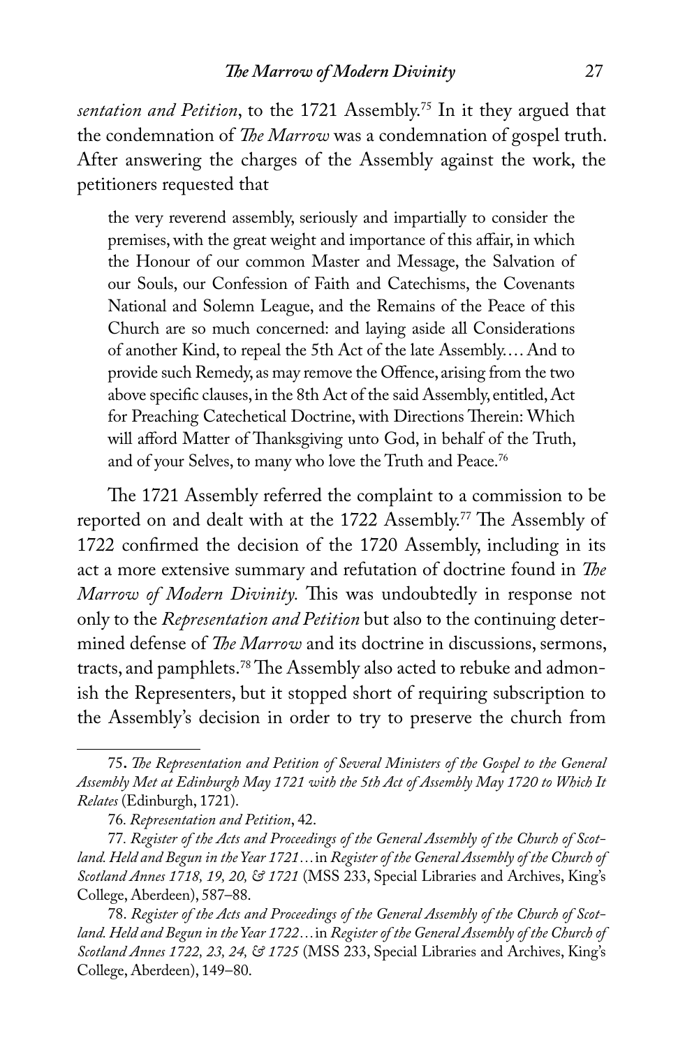*sentation and Petition*, to the 1721 Assembly.[75] In it they argued that the condemnation of *The Marrow* was a condemnation of gospel truth. After answering the charges of the Assembly against the work, the petitioners requested that

> the very reverend assembly, seriously and impartially to consider the premises, with the great weight and importance of this affair, in which the Honour of our common Master and Message, the Salvation of our Souls, our Confession of Faith and Catechisms, the Covenants National and Solemn League, and the Remains of the Peace of this Church are so much concerned: and laying aside all Considerations of another Kind, to repeal the 5th Act of the late Assembly.... And to provide such Remedy, as may remove the Offence, arising from the two above specific clauses, in the 8th Act of the said Assembly, entitled, Act for Preaching Catechetical Doctrine, with Directions Therein: Which will afford Matter of Thanksgiving unto God, in behalf of the Truth, and of your Selves, to many who love the Truth and Peace.[76]

The 1721 Assembly referred the complaint to a commission to be reported on and dealt with at the 1722 Assembly.[77] The Assembly of 1722 confirmed the decision of the 1720 Assembly, including in its act a more extensive summary and refutation of doctrine found in *The Marrow of Modern Divinity*. This was undoubtedly in response not only to the *Representation and Petition* but also to the continuing determined defense of *The Marrow* and its doctrine in discussions, sermons, tracts, and pamphlets.[78] The Assembly also acted to rebuke and admonish the Representers, but it stopped short of requiring subscription to the Assembly's decision in order to try to preserve the church from

---

75. *The Representation and Petition of Several Ministers of the Gospel to the General Assembly Met at Edinburgh May 1721 with the 5th Act of Assembly May 1720 to Which It Relates* (Edinburgh, 1721).

76. *Representation and Petition*, 42.

77. *Register of the Acts and Proceedings of the General Assembly of the Church of Scotland. Held and Begun in the Year 1721...* in *Register of the General Assembly of the Church of Scotland Annes 1718, 19, 20, & 1721* (MSS 233, Special Libraries and Archives, King's College, Aberdeen), 587–88.

78. *Register of the Acts and Proceedings of the General Assembly of the Church of Scotland. Held and Begun in the Year 1722...* in *Register of the General Assembly of the Church of Scotland Annes 1722, 23, 24, & 1725* (MSS 233, Special Libraries and Archives, King's College, Aberdeen), 149–80.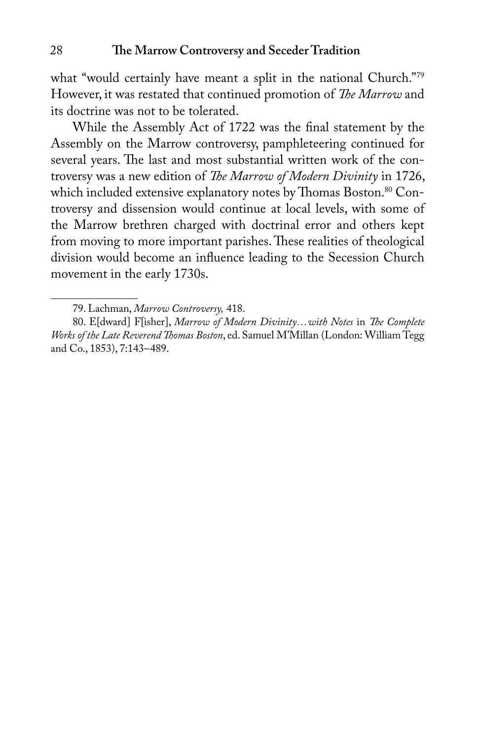what "would certainly have meant a split in the national Church."[79] However, it was restated that continued promotion of *The Marrow* and its doctrine was not to be tolerated.

While the Assembly Act of 1722 was the final statement by the Assembly on the Marrow controversy, pamphleteering continued for several years. The last and most substantial written work of the controversy was a new edition of *The Marrow of Modern Divinity* in 1726, which included extensive explanatory notes by Thomas Boston.[80] Controversy and dissension would continue at local levels, with some of the Marrow brethren charged with doctrinal error and others kept from moving to more important parishes. These realities of theological division would become an influence leading to the Secession Church movement in the early 1730s.

---

79. Lachman, *Marrow Controversy,* 418.

80. E[dward] F[isher], *Marrow of Modern Divinity…with Notes* in *The Complete Works of the Late Reverend Thomas Boston*, ed. Samuel M'Millan (London: William Tegg and Co., 1853), 7:143–489.